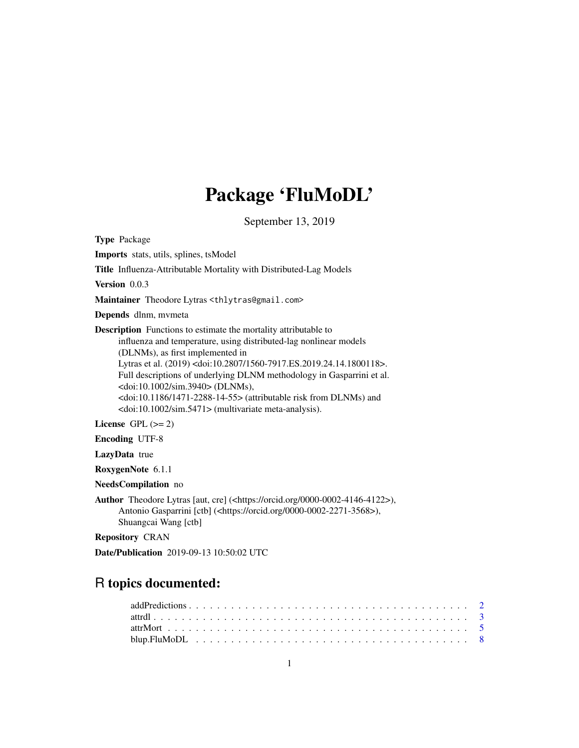# Package 'FluMoDL'

September 13, 2019

**Type** Package

**Imports** stats, utils, splines, tsModel

**Title** Influenza-Attributable Mortality with Distributed-Lag Models

**Version** 0.0.3

**Maintainer** Theodore Lytras <thlytras@gmail.com>

**Depends** dlnm, mvmeta

**Description** Functions to estimate the mortality attributable to influenza and temperature, using distributed-lag nonlinear models (DLNMs), as first implemented in Lytras et al. (2019) <doi:10.2807/1560-7917.ES.2019.24.14.1800118>. Full descriptions of underlying DLNM methodology in Gasparrini et al. <doi:10.1002/sim.3940> (DLNMs), <doi:10.1186/1471-2288-14-55> (attributable risk from DLNMs) and <doi:10.1002/sim.5471> (multivariate meta-analysis).

**License** GPL (>= 2)

**Encoding** UTF-8

**LazyData** true

**RoxygenNote** 6.1.1

**NeedsCompilation** no

**Author** Theodore Lytras [aut, cre] (<https://orcid.org/0000-0002-4146-4122>), Antonio Gasparrini [ctb] (<https://orcid.org/0000-0002-2271-3568>), Shuangcai Wang [ctb]

**Repository** CRAN

**Date/Publication** 2019-09-13 10:50:02 UTC

## R topics documented:

- addPredictions . . . . . . . . . . . . . . . . . . . . . . . . . . . . . . . . . . . . . . . . 2
- attrdl . . . . . . . . . . . . . . . . . . . . . . . . . . . . . . . . . . . . . . . . . . . . . 3
- attrMort . . . . . . . . . . . . . . . . . . . . . . . . . . . . . . . . . . . . . . . . . . . . 5
- blup.FluMoDL . . . . . . . . . . . . . . . . . . . . . . . . . . . . . . . . . . . . . . . . . 8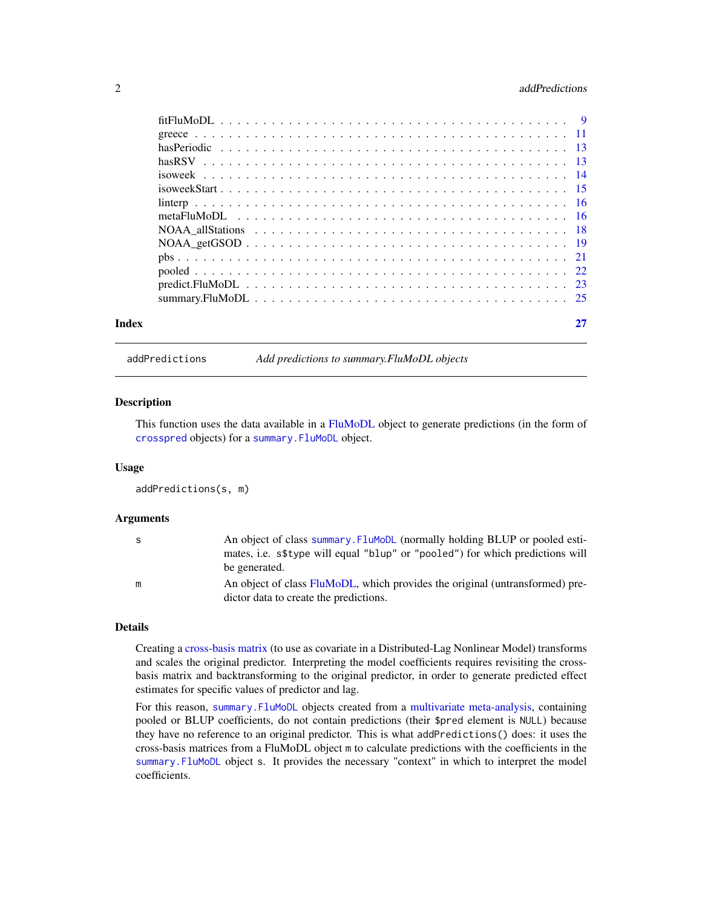fitFluMoDL . . . . . . . . . . . . . . . . . . . . . . . . . . . . . . . . . . . . . . . 9
greece . . . . . . . . . . . . . . . . . . . . . . . . . . . . . . . . . . . . . . . . . . 11
hasPeriodic . . . . . . . . . . . . . . . . . . . . . . . . . . . . . . . . . . . . . . . 13
hasRSV . . . . . . . . . . . . . . . . . . . . . . . . . . . . . . . . . . . . . . . . . 13
isoweek . . . . . . . . . . . . . . . . . . . . . . . . . . . . . . . . . . . . . . . . 14
isoweekStart . . . . . . . . . . . . . . . . . . . . . . . . . . . . . . . . . . . . . . 15
linterp . . . . . . . . . . . . . . . . . . . . . . . . . . . . . . . . . . . . . . . . . 16
metaFluMoDL . . . . . . . . . . . . . . . . . . . . . . . . . . . . . . . . . . . . . 16
NOAA_allStations . . . . . . . . . . . . . . . . . . . . . . . . . . . . . . . . . . 18
NOAA_getGSOD . . . . . . . . . . . . . . . . . . . . . . . . . . . . . . . . . . . . 19
pbs . . . . . . . . . . . . . . . . . . . . . . . . . . . . . . . . . . . . . . . . . . . 21
pooled . . . . . . . . . . . . . . . . . . . . . . . . . . . . . . . . . . . . . . . . . 22
predict.FluMoDL . . . . . . . . . . . . . . . . . . . . . . . . . . . . . . . . . . . 23
summary.FluMoDL . . . . . . . . . . . . . . . . . . . . . . . . . . . . . . . . . . 25

**Index** **27**

---

`addPredictions` *Add predictions to summary.FluMoDL objects*

---

### Description

This function uses the data available in a FluMoDL object to generate predictions (in the form of `crosspred` objects) for a `summary.FluMoDL` object.

### Usage

```
addPredictions(s, m)
```

### Arguments

| | |
|---|---|
| `s` | An object of class `summary.FluMoDL` (normally holding BLUP or pooled estimates, i.e. `s$type` will equal `"blup"` or `"pooled"`) for which predictions will be generated. |
| `m` | An object of class FluMoDL, which provides the original (untransformed) predictor data to create the predictions. |

### Details

Creating a cross-basis matrix (to use as covariate in a Distributed-Lag Nonlinear Model) transforms and scales the original predictor. Interpreting the model coefficients requires revisiting the cross-basis matrix and backtransforming to the original predictor, in order to generate predicted effect estimates for specific values of predictor and lag.

For this reason, `summary.FluMoDL` objects created from a multivariate meta-analysis, containing pooled or BLUP coefficients, do not contain predictions (their `$pred` element is `NULL`) because they have no reference to an original predictor. This is what `addPredictions()` does: it uses the cross-basis matrices from a FluMoDL object `m` to calculate predictions with the coefficients in the `summary.FluMoDL` object `s`. It provides the necessary "context" in which to interpret the model coefficients.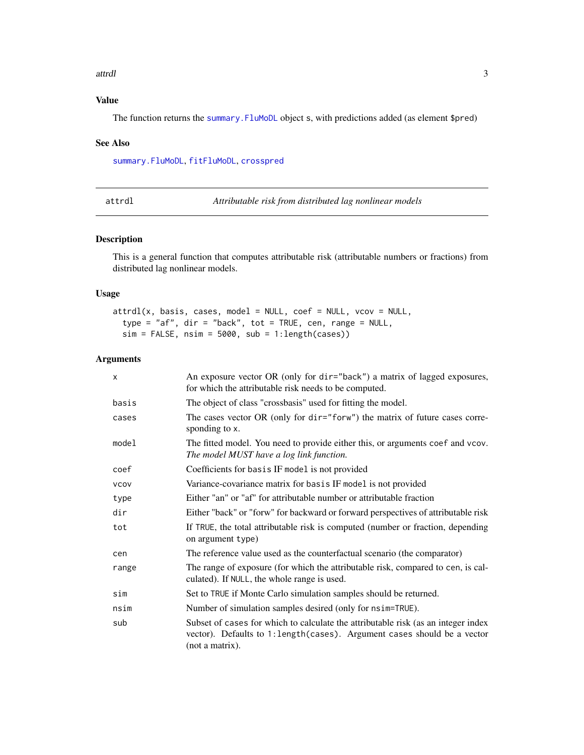## Value

The function returns the `summary.FluMoDL` object `s`, with predictions added (as element `$pred`)

## See Also

`summary.FluMoDL`, `fitFluMoDL`, `crosspred`

---

# attrdl — *Attributable risk from distributed lag nonlinear models*

---

## Description

This is a general function that computes attributable risk (attributable numbers or fractions) from distributed lag nonlinear models.

## Usage

```
attrdl(x, basis, cases, model = NULL, coef = NULL, vcov = NULL,
  type = "af", dir = "back", tot = TRUE, cen, range = NULL,
  sim = FALSE, nsim = 5000, sub = 1:length(cases))
```

## Arguments

| | |
|---|---|
| `x` | An exposure vector OR (only for `dir="back"`) a matrix of lagged exposures, for which the attributable risk needs to be computed. |
| `basis` | The object of class "crossbasis" used for fitting the model. |
| `cases` | The cases vector OR (only for `dir="forw"`) the matrix of future cases corresponding to `x`. |
| `model` | The fitted model. You need to provide either this, or arguments `coef` and `vcov`. *The model MUST have a log link function.* |
| `coef` | Coefficients for `basis` IF `model` is not provided |
| `vcov` | Variance-covariance matrix for `basis` IF `model` is not provided |
| `type` | Either "an" or "af" for attributable number or attributable fraction |
| `dir` | Either "back" or "forw" for backward or forward perspectives of attributable risk |
| `tot` | If `TRUE`, the total attributable risk is computed (number or fraction, depending on argument `type`) |
| `cen` | The reference value used as the counterfactual scenario (the comparator) |
| `range` | The range of exposure (for which the attributable risk, compared to `cen`, is calculated). If `NULL`, the whole range is used. |
| `sim` | Set to `TRUE` if Monte Carlo simulation samples should be returned. |
| `nsim` | Number of simulation samples desired (only for `nsim=TRUE`). |
| `sub` | Subset of `cases` for which to calculate the attributable risk (as an integer index vector). Defaults to `1:length(cases)`. Argument `cases` should be a vector (not a matrix). |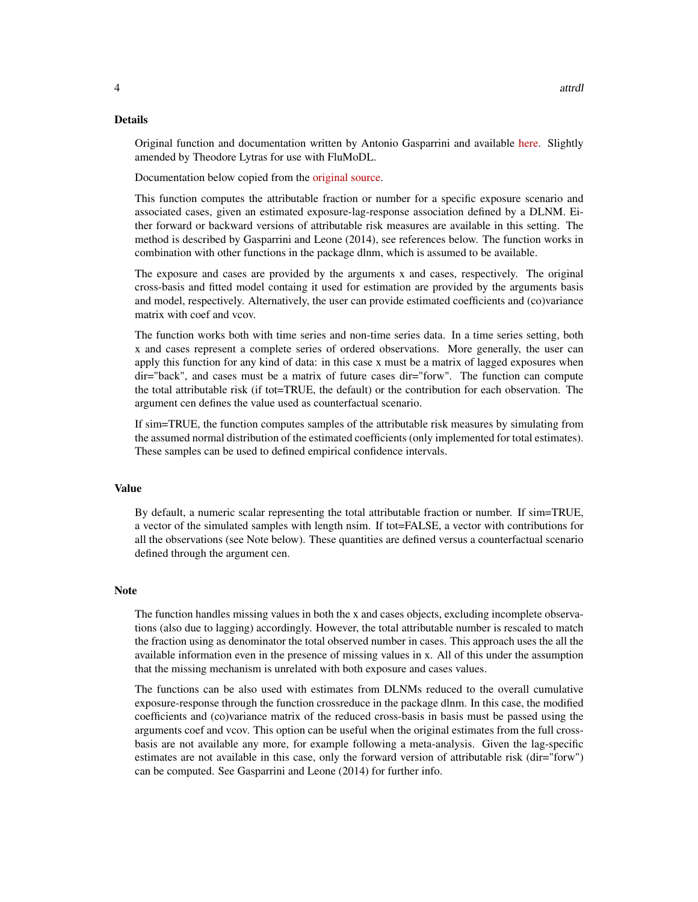## Details

Original function and documentation written by Antonio Gasparrini and available here. Slightly amended by Theodore Lytras for use with FluMoDL.

Documentation below copied from the original source.

This function computes the attributable fraction or number for a specific exposure scenario and associated cases, given an estimated exposure-lag-response association defined by a DLNM. Either forward or backward versions of attributable risk measures are available in this setting. The method is described by Gasparrini and Leone (2014), see references below. The function works in combination with other functions in the package dlnm, which is assumed to be available.

The exposure and cases are provided by the arguments x and cases, respectively. The original cross-basis and fitted model containg it used for estimation are provided by the arguments basis and model, respectively. Alternatively, the user can provide estimated coefficients and (co)variance matrix with coef and vcov.

The function works both with time series and non-time series data. In a time series setting, both x and cases represent a complete series of ordered observations. More generally, the user can apply this function for any kind of data: in this case x must be a matrix of lagged exposures when dir="back", and cases must be a matrix of future cases dir="forw". The function can compute the total attributable risk (if tot=TRUE, the default) or the contribution for each observation. The argument cen defines the value used as counterfactual scenario.

If sim=TRUE, the function computes samples of the attributable risk measures by simulating from the assumed normal distribution of the estimated coefficients (only implemented for total estimates). These samples can be used to defined empirical confidence intervals.

## Value

By default, a numeric scalar representing the total attributable fraction or number. If sim=TRUE, a vector of the simulated samples with length nsim. If tot=FALSE, a vector with contributions for all the observations (see Note below). These quantities are defined versus a counterfactual scenario defined through the argument cen.

## Note

The function handles missing values in both the x and cases objects, excluding incomplete observations (also due to lagging) accordingly. However, the total attributable number is rescaled to match the fraction using as denominator the total observed number in cases. This approach uses the all the available information even in the presence of missing values in x. All of this under the assumption that the missing mechanism is unrelated with both exposure and cases values.

The functions can be also used with estimates from DLNMs reduced to the overall cumulative exposure-response through the function crossreduce in the package dlnm. In this case, the modified coefficients and (co)variance matrix of the reduced cross-basis in basis must be passed using the arguments coef and vcov. This option can be useful when the original estimates from the full cross-basis are not available any more, for example following a meta-analysis. Given the lag-specific estimates are not available in this case, only the forward version of attributable risk (dir="forw") can be computed. See Gasparrini and Leone (2014) for further info.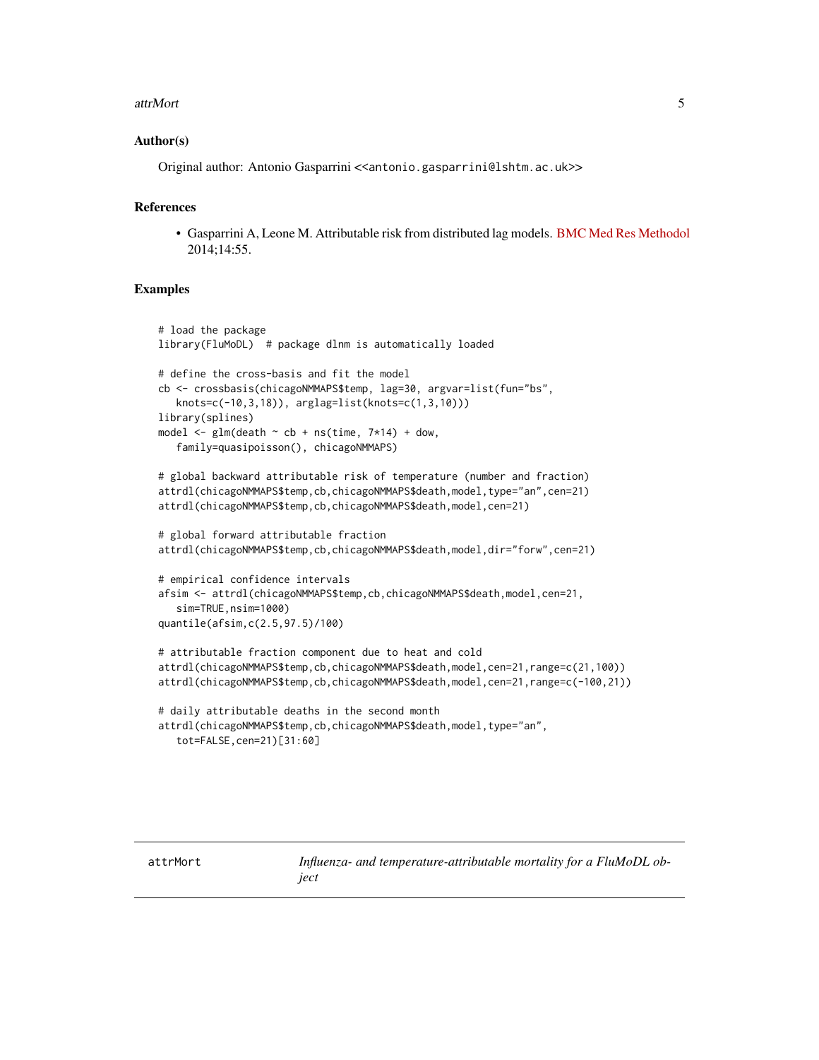## Author(s)

Original author: Antonio Gasparrini <<antonio.gasparrini@lshtm.ac.uk>>

## References

- Gasparrini A, Leone M. Attributable risk from distributed lag models. BMC Med Res Methodol 2014;14:55.

## Examples

```
# load the package
library(FluMoDL)  # package dlnm is automatically loaded

# define the cross-basis and fit the model
cb <- crossbasis(chicagoNMMAPS$temp, lag=30, argvar=list(fun="bs",
   knots=c(-10,3,18)), arglag=list(knots=c(1,3,10)))
library(splines)
model <- glm(death ~ cb + ns(time, 7*14) + dow,
   family=quasipoisson(), chicagoNMMAPS)

# global backward attributable risk of temperature (number and fraction)
attrdl(chicagoNMMAPS$temp,cb,chicagoNMMAPS$death,model,type="an",cen=21)
attrdl(chicagoNMMAPS$temp,cb,chicagoNMMAPS$death,model,cen=21)

# global forward attributable fraction
attrdl(chicagoNMMAPS$temp,cb,chicagoNMMAPS$death,model,dir="forw",cen=21)

# empirical confidence intervals
afsim <- attrdl(chicagoNMMAPS$temp,cb,chicagoNMMAPS$death,model,cen=21,
   sim=TRUE,nsim=1000)
quantile(afsim,c(2.5,97.5)/100)

# attributable fraction component due to heat and cold
attrdl(chicagoNMMAPS$temp,cb,chicagoNMMAPS$death,model,cen=21,range=c(21,100))
attrdl(chicagoNMMAPS$temp,cb,chicagoNMMAPS$death,model,cen=21,range=c(-100,21))

# daily attributable deaths in the second month
attrdl(chicagoNMMAPS$temp,cb,chicagoNMMAPS$death,model,type="an",
   tot=FALSE,cen=21)[31:60]
```

---

attrMort    *Influenza- and temperature-attributable mortality for a FluMoDL object*

---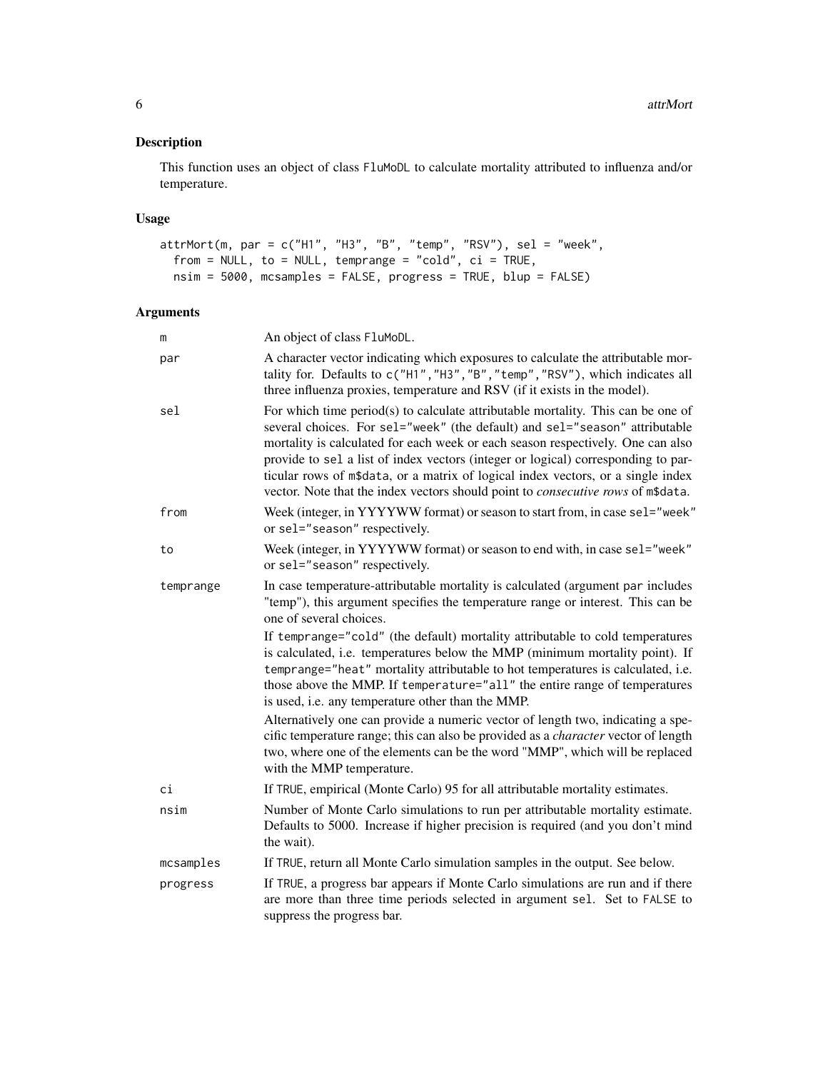## Description

This function uses an object of class `FluMoDL` to calculate mortality attributed to influenza and/or temperature.

## Usage

```
attrMort(m, par = c("H1", "H3", "B", "temp", "RSV"), sel = "week",
  from = NULL, to = NULL, temprange = "cold", ci = TRUE,
  nsim = 5000, mcsamples = FALSE, progress = TRUE, blup = FALSE)
```

## Arguments

| Argument | Description |
|---|---|
| `m` | An object of class `FluMoDL`. |
| `par` | A character vector indicating which exposures to calculate the attributable mortality for. Defaults to `c("H1","H3","B","temp","RSV")`, which indicates all three influenza proxies, temperature and RSV (if it exists in the model). |
| `sel` | For which time period(s) to calculate attributable mortality. This can be one of several choices. For `sel="week"` (the default) and `sel="season"` attributable mortality is calculated for each week or each season respectively. One can also provide to `sel` a list of index vectors (integer or logical) corresponding to particular rows of `m$data`, or a matrix of logical index vectors, or a single index vector. Note that the index vectors should point to *consecutive rows* of `m$data`. |
| `from` | Week (integer, in YYYYWW format) or season to start from, in case `sel="week"` or `sel="season"` respectively. |
| `to` | Week (integer, in YYYYWW format) or season to end with, in case `sel="week"` or `sel="season"` respectively. |
| `temprange` | In case temperature-attributable mortality is calculated (argument `par` includes "temp"), this argument specifies the temperature range or interest. This can be one of several choices.<br><br>If `temprange="cold"` (the default) mortality attributable to cold temperatures is calculated, i.e. temperatures below the MMP (minimum mortality point). If `temprange="heat"` mortality attributable to hot temperatures is calculated, i.e. those above the MMP. If `temperature="all"` the entire range of temperatures is used, i.e. any temperature other than the MMP.<br><br>Alternatively one can provide a numeric vector of length two, indicating a specific temperature range; this can also be provided as a *character* vector of length two, where one of the elements can be the word "MMP", which will be replaced with the MMP temperature. |
| `ci` | If `TRUE`, empirical (Monte Carlo) 95 for all attributable mortality estimates. |
| `nsim` | Number of Monte Carlo simulations to run per attributable mortality estimate. Defaults to 5000. Increase if higher precision is required (and you don't mind the wait). |
| `mcsamples` | If `TRUE`, return all Monte Carlo simulation samples in the output. See below. |
| `progress` | If `TRUE`, a progress bar appears if Monte Carlo simulations are run and if there are more than three time periods selected in argument `sel`. Set to `FALSE` to suppress the progress bar. |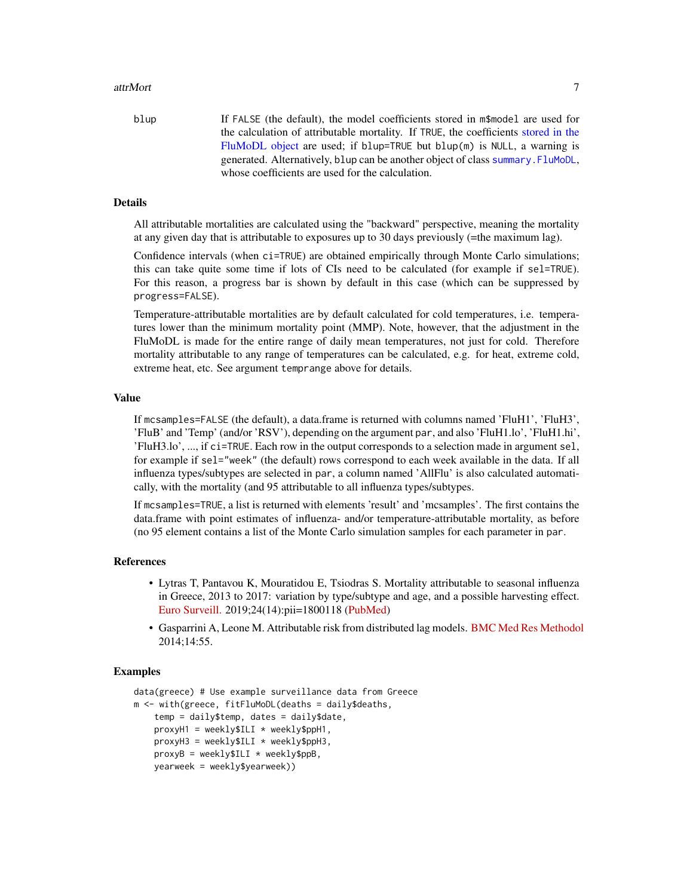blup  If FALSE (the default), the model coefficients stored in m$model are used for the calculation of attributable mortality. If TRUE, the coefficients stored in the FluMoDL object are used; if blup=TRUE but blup(m) is NULL, a warning is generated. Alternatively, blup can be another object of class summary.FluMoDL, whose coefficients are used for the calculation.

## Details

All attributable mortalities are calculated using the "backward" perspective, meaning the mortality at any given day that is attributable to exposures up to 30 days previously (=the maximum lag).

Confidence intervals (when ci=TRUE) are obtained empirically through Monte Carlo simulations; this can take quite some time if lots of CIs need to be calculated (for example if sel=TRUE). For this reason, a progress bar is shown by default in this case (which can be suppressed by progress=FALSE).

Temperature-attributable mortalities are by default calculated for cold temperatures, i.e. temperatures lower than the minimum mortality point (MMP). Note, however, that the adjustment in the FluMoDL is made for the entire range of daily mean temperatures, not just for cold. Therefore mortality attributable to any range of temperatures can be calculated, e.g. for heat, extreme cold, extreme heat, etc. See argument temprange above for details.

## Value

If mcsamples=FALSE (the default), a data.frame is returned with columns named 'FluH1', 'FluH3', 'FluB' and 'Temp' (and/or 'RSV'), depending on the argument par, and also 'FluH1.lo', 'FluH1.hi', 'FluH3.lo', ..., if ci=TRUE. Each row in the output corresponds to a selection made in argument sel, for example if sel="week" (the default) rows correspond to each week available in the data. If all influenza types/subtypes are selected in par, a column named 'AllFlu' is also calculated automatically, with the mortality (and 95 attributable to all influenza types/subtypes.

If mcsamples=TRUE, a list is returned with elements 'result' and 'mcsamples'. The first contains the data.frame with point estimates of influenza- and/or temperature-attributable mortality, as before (no 95 element contains a list of the Monte Carlo simulation samples for each parameter in par.

## References

- Lytras T, Pantavou K, Mouratidou E, Tsiodras S. Mortality attributable to seasonal influenza in Greece, 2013 to 2017: variation by type/subtype and age, and a possible harvesting effect. Euro Surveill. 2019;24(14):pii=1800118 (PubMed)
- Gasparrini A, Leone M. Attributable risk from distributed lag models. BMC Med Res Methodol 2014;14:55.

## Examples

```
data(greece) # Use example surveillance data from Greece
m <- with(greece, fitFluMoDL(deaths = daily$deaths,
    temp = daily$temp, dates = daily$date,
    proxyH1 = weekly$ILI * weekly$ppH1,
    proxyH3 = weekly$ILI * weekly$ppH3,
    proxyB = weekly$ILI * weekly$ppB,
    yearweek = weekly$yearweek))
```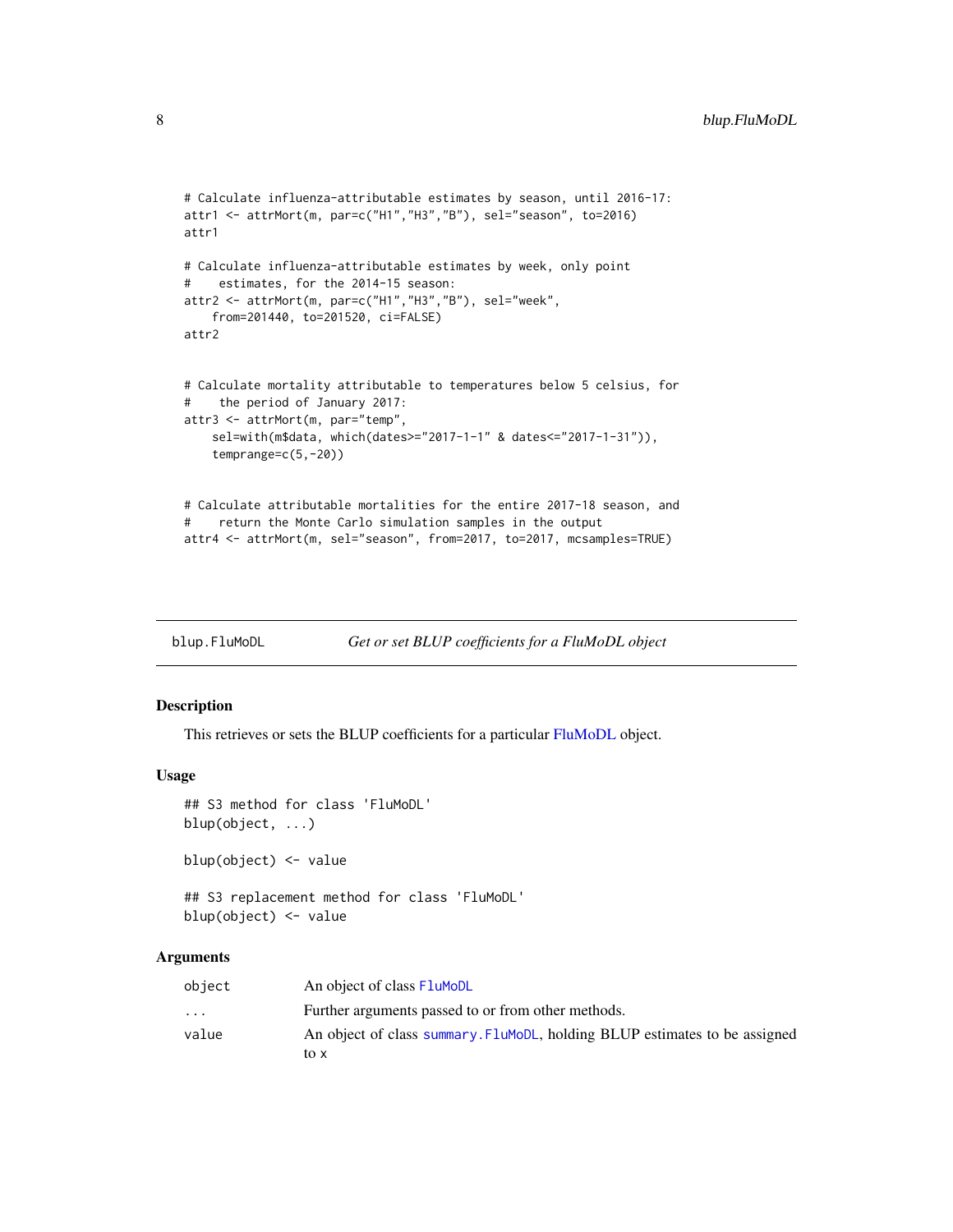```
# Calculate influenza-attributable estimates by season, until 2016-17:
attr1 <- attrMort(m, par=c("H1","H3","B"), sel="season", to=2016)
attr1

# Calculate influenza-attributable estimates by week, only point
#    estimates, for the 2014-15 season:
attr2 <- attrMort(m, par=c("H1","H3","B"), sel="week",
    from=201440, to=201520, ci=FALSE)
attr2


# Calculate mortality attributable to temperatures below 5 celsius, for
#    the period of January 2017:
attr3 <- attrMort(m, par="temp",
    sel=with(m$data, which(dates>="2017-1-1" & dates<="2017-1-31")),
    temprange=c(5,-20))


# Calculate attributable mortalities for the entire 2017-18 season, and
#    return the Monte Carlo simulation samples in the output
attr4 <- attrMort(m, sel="season", from=2017, to=2017, mcsamples=TRUE)
```

---

## blup.FluMoDL — *Get or set BLUP coefficients for a FluMoDL object*

### Description

This retrieves or sets the BLUP coefficients for a particular FluMoDL object.

### Usage

```
## S3 method for class 'FluMoDL'
blup(object, ...)

blup(object) <- value

## S3 replacement method for class 'FluMoDL'
blup(object) <- value
```

### Arguments

| | |
|---|---|
| `object` | An object of class `FluMoDL` |
| `...` | Further arguments passed to or from other methods. |
| `value` | An object of class `summary.FluMoDL`, holding BLUP estimates to be assigned to x |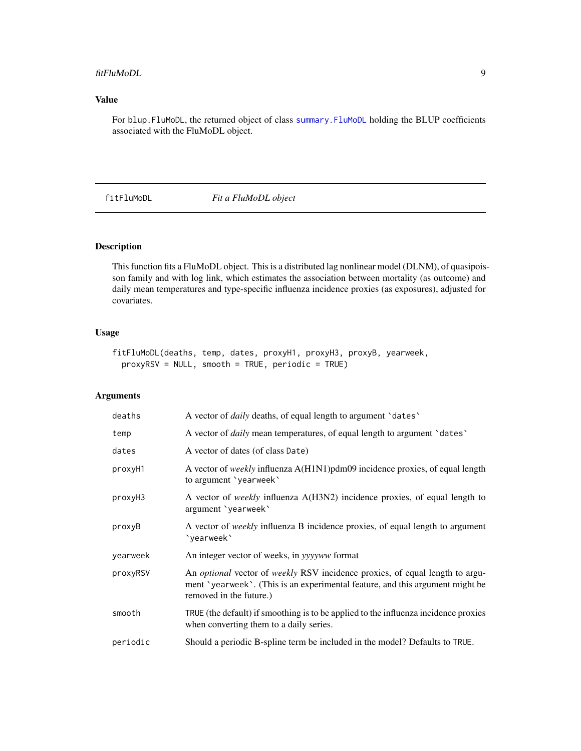## Value

For blup.FluMoDL, the returned object of class summary.FluMoDL holding the BLUP coefficients associated with the FluMoDL object.

---

fitFluMoDL *Fit a FluMoDL object*

---

## Description

This function fits a FluMoDL object. This is a distributed lag nonlinear model (DLNM), of quasipoisson family and with log link, which estimates the association between mortality (as outcome) and daily mean temperatures and type-specific influenza incidence proxies (as exposures), adjusted for covariates.

## Usage

```
fitFluMoDL(deaths, temp, dates, proxyH1, proxyH3, proxyB, yearweek,
  proxyRSV = NULL, smooth = TRUE, periodic = TRUE)
```

## Arguments

| | |
|---|---|
| deaths | A vector of *daily* deaths, of equal length to argument `dates` |
| temp | A vector of *daily* mean temperatures, of equal length to argument `dates` |
| dates | A vector of dates (of class Date) |
| proxyH1 | A vector of *weekly* influenza A(H1N1)pdm09 incidence proxies, of equal length to argument `yearweek` |
| proxyH3 | A vector of *weekly* influenza A(H3N2) incidence proxies, of equal length to argument `yearweek` |
| proxyB | A vector of *weekly* influenza B incidence proxies, of equal length to argument `yearweek` |
| yearweek | An integer vector of weeks, in *yyyyww* format |
| proxyRSV | An *optional* vector of *weekly* RSV incidence proxies, of equal length to argument `yearweek`. (This is an experimental feature, and this argument might be removed in the future.) |
| smooth | TRUE (the default) if smoothing is to be applied to the influenza incidence proxies when converting them to a daily series. |
| periodic | Should a periodic B-spline term be included in the model? Defaults to TRUE. |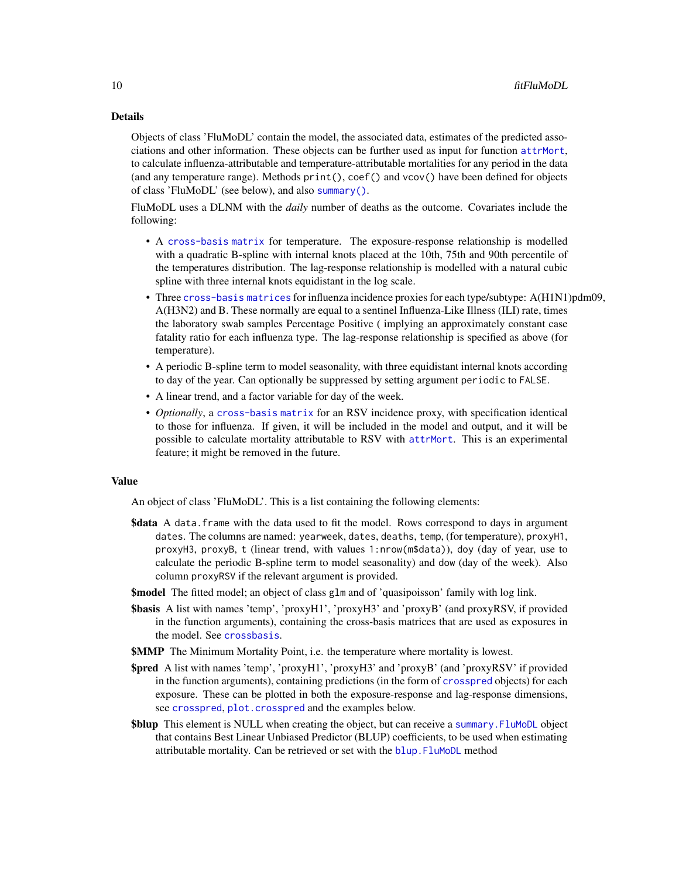## Details

Objects of class 'FluMoDL' contain the model, the associated data, estimates of the predicted associations and other information. These objects can be further used as input for function `attrMort`, to calculate influenza-attributable and temperature-attributable mortalities for any period in the data (and any temperature range). Methods `print()`, `coef()` and `vcov()` have been defined for objects of class 'FluMoDL' (see below), and also `summary()`.

FluMoDL uses a DLNM with the *daily* number of deaths as the outcome. Covariates include the following:

- A `cross-basis matrix` for temperature. The exposure-response relationship is modelled with a quadratic B-spline with internal knots placed at the 10th, 75th and 90th percentile of the temperatures distribution. The lag-response relationship is modelled with a natural cubic spline with three internal knots equidistant in the log scale.
- Three `cross-basis matrices` for influenza incidence proxies for each type/subtype: A(H1N1)pdm09, A(H3N2) and B. These normally are equal to a sentinel Influenza-Like Illness (ILI) rate, times the laboratory swab samples Percentage Positive ( implying an approximately constant case fatality ratio for each influenza type. The lag-response relationship is specified as above (for temperature).
- A periodic B-spline term to model seasonality, with three equidistant internal knots according to day of the year. Can optionally be suppressed by setting argument `periodic` to `FALSE`.
- A linear trend, and a factor variable for day of the week.
- *Optionally*, a `cross-basis matrix` for an RSV incidence proxy, with specification identical to those for influenza. If given, it will be included in the model and output, and it will be possible to calculate mortality attributable to RSV with `attrMort`. This is an experimental feature; it might be removed in the future.

## Value

An object of class 'FluMoDL'. This is a list containing the following elements:

**$data** A `data.frame` with the data used to fit the model. Rows correspond to days in argument `dates`. The columns are named: `yearweek`, `dates`, `deaths`, `temp`, (for temperature), `proxyH1`, `proxyH3`, `proxyB`, `t` (linear trend, with values `1:nrow(m$data)`), `doy` (day of year, use to calculate the periodic B-spline term to model seasonality) and `dow` (day of the week). Also column `proxyRSV` if the relevant argument is provided.

**$model** The fitted model; an object of class `glm` and of 'quasipoisson' family with log link.

**$basis** A list with names 'temp', 'proxyH1', 'proxyH3' and 'proxyB' (and proxyRSV, if provided in the function arguments), containing the cross-basis matrices that are used as exposures in the model. See `crossbasis`.

**$MMP** The Minimum Mortality Point, i.e. the temperature where mortality is lowest.

**$pred** A list with names 'temp', 'proxyH1', 'proxyH3' and 'proxyB' (and 'proxyRSV' if provided in the function arguments), containing predictions (in the form of `crosspred` objects) for each exposure. These can be plotted in both the exposure-response and lag-response dimensions, see `crosspred`, `plot.crosspred` and the examples below.

**$blup** This element is NULL when creating the object, but can receive a `summary.FluMoDL` object that contains Best Linear Unbiased Predictor (BLUP) coefficients, to be used when estimating attributable mortality. Can be retrieved or set with the `blup.FluMoDL` method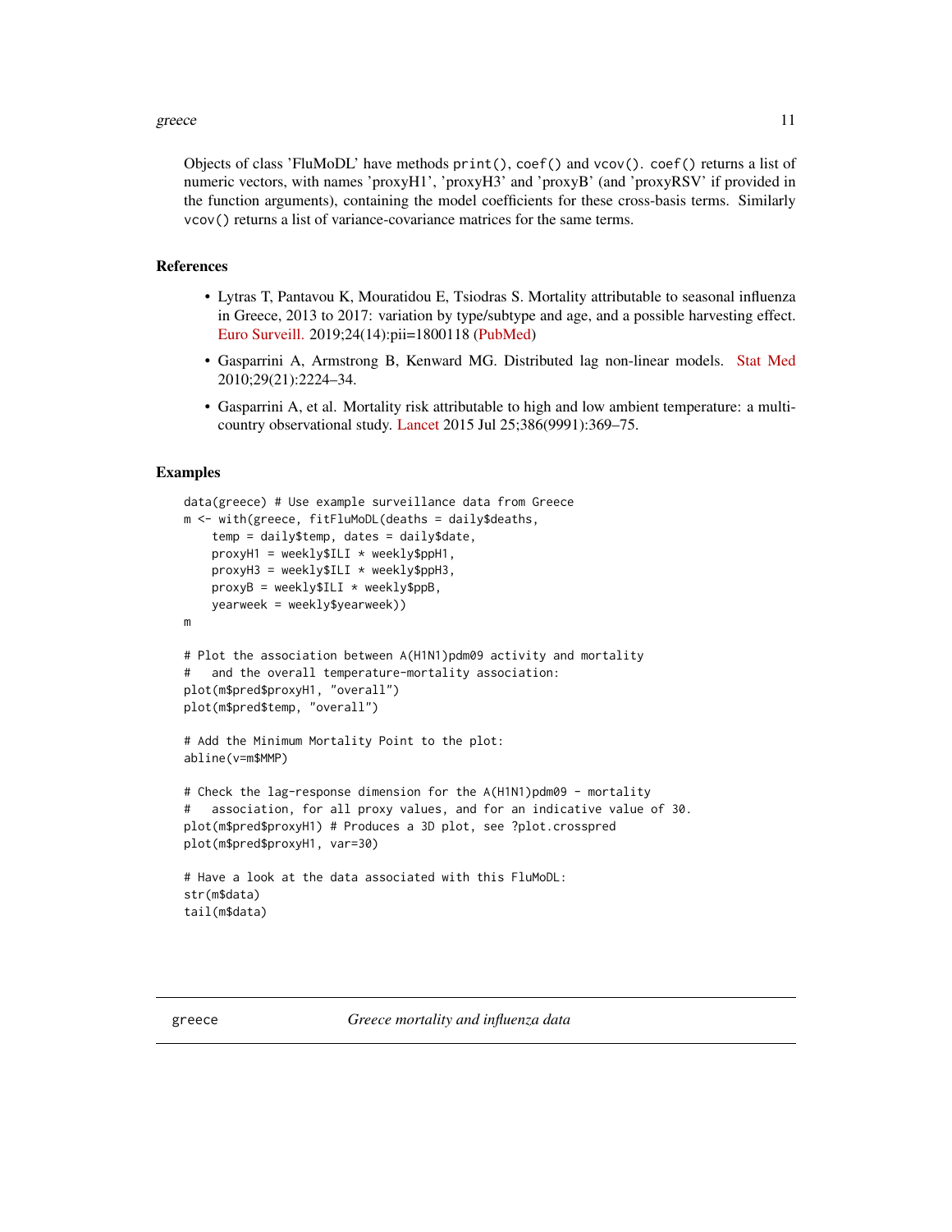Objects of class 'FluMoDL' have methods `print()`, `coef()` and `vcov()`. `coef()` returns a list of numeric vectors, with names 'proxyH1', 'proxyH3' and 'proxyB' (and 'proxyRSV' if provided in the function arguments), containing the model coefficients for these cross-basis terms. Similarly `vcov()` returns a list of variance-covariance matrices for the same terms.

### References

- Lytras T, Pantavou K, Mouratidou E, Tsiodras S. Mortality attributable to seasonal influenza in Greece, 2013 to 2017: variation by type/subtype and age, and a possible harvesting effect. Euro Surveill. 2019;24(14):pii=1800118 (PubMed)
- Gasparrini A, Armstrong B, Kenward MG. Distributed lag non-linear models. Stat Med 2010;29(21):2224–34.
- Gasparrini A, et al. Mortality risk attributable to high and low ambient temperature: a multi-country observational study. Lancet 2015 Jul 25;386(9991):369–75.

### Examples

```
data(greece) # Use example surveillance data from Greece
m <- with(greece, fitFluMoDL(deaths = daily$deaths,
    temp = daily$temp, dates = daily$date,
    proxyH1 = weekly$ILI * weekly$ppH1,
    proxyH3 = weekly$ILI * weekly$ppH3,
    proxyB = weekly$ILI * weekly$ppB,
    yearweek = weekly$yearweek))
m

# Plot the association between A(H1N1)pdm09 activity and mortality
#   and the overall temperature-mortality association:
plot(m$pred$proxyH1, "overall")
plot(m$pred$temp, "overall")

# Add the Minimum Mortality Point to the plot:
abline(v=m$MMP)

# Check the lag-response dimension for the A(H1N1)pdm09 - mortality
#   association, for all proxy values, and for an indicative value of 30.
plot(m$pred$proxyH1) # Produces a 3D plot, see ?plot.crosspred
plot(m$pred$proxyH1, var=30)

# Have a look at the data associated with this FluMoDL:
str(m$data)
tail(m$data)
```

---

## greece — *Greece mortality and influenza data*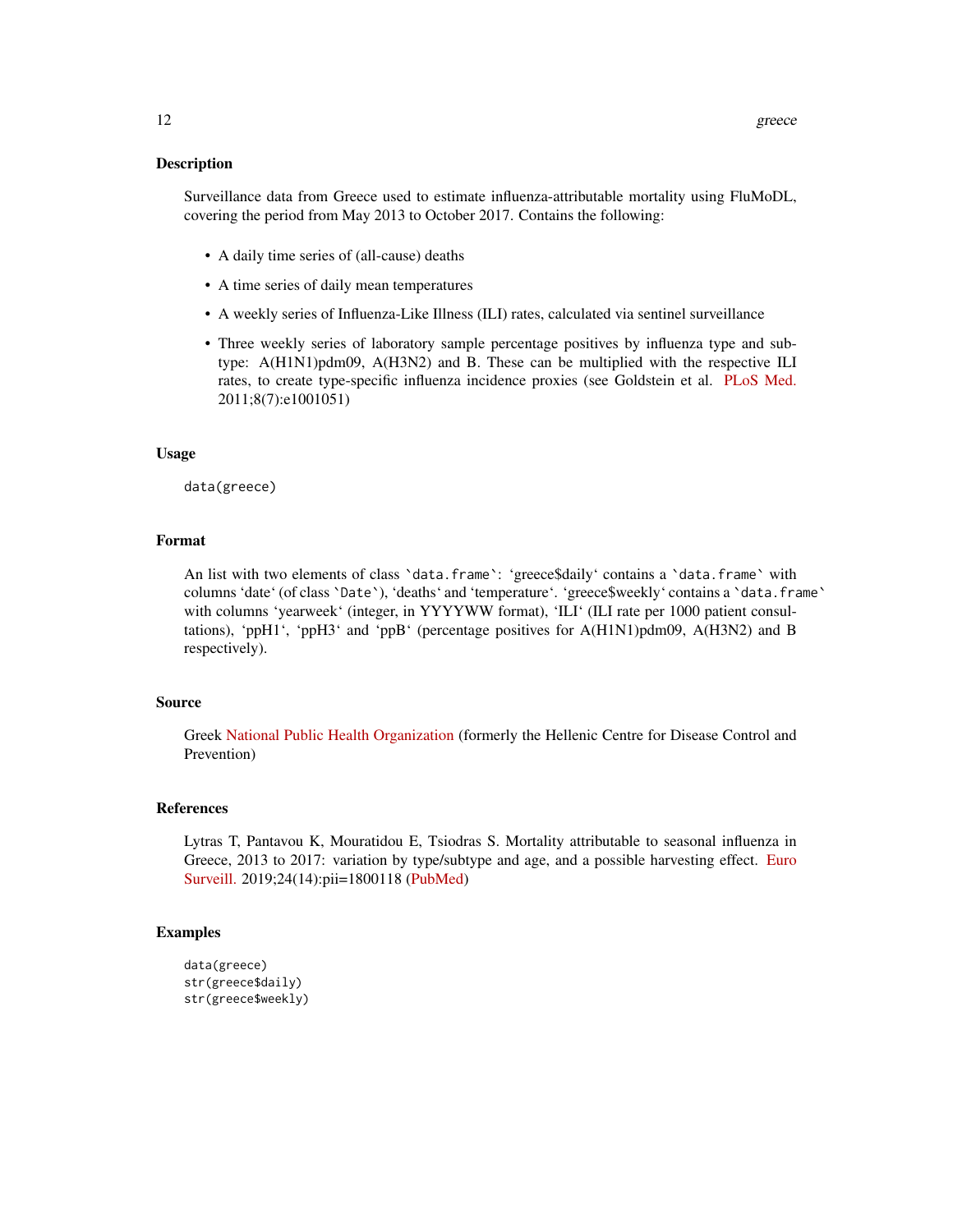## Description

Surveillance data from Greece used to estimate influenza-attributable mortality using FluMoDL, covering the period from May 2013 to October 2017. Contains the following:

- A daily time series of (all-cause) deaths
- A time series of daily mean temperatures
- A weekly series of Influenza-Like Illness (ILI) rates, calculated via sentinel surveillance
- Three weekly series of laboratory sample percentage positives by influenza type and subtype: A(H1N1)pdm09, A(H3N2) and B. These can be multiplied with the respective ILI rates, to create type-specific influenza incidence proxies (see Goldstein et al. PLoS Med. 2011;8(7):e1001051)

## Usage

```
data(greece)
```

## Format

An list with two elements of class `data.frame`: 'greece$daily' contains a `data.frame` with columns 'date' (of class `Date`), 'deaths' and 'temperature'. 'greece$weekly' contains a `data.frame` with columns 'yearweek' (integer, in YYYYWW format), 'ILI' (ILI rate per 1000 patient consultations), 'ppH1', 'ppH3' and 'ppB' (percentage positives for A(H1N1)pdm09, A(H3N2) and B respectively).

## Source

Greek National Public Health Organization (formerly the Hellenic Centre for Disease Control and Prevention)

## References

Lytras T, Pantavou K, Mouratidou E, Tsiodras S. Mortality attributable to seasonal influenza in Greece, 2013 to 2017: variation by type/subtype and age, and a possible harvesting effect. Euro Surveill. 2019;24(14):pii=1800118 (PubMed)

## Examples

```
data(greece)
str(greece$daily)
str(greece$weekly)
```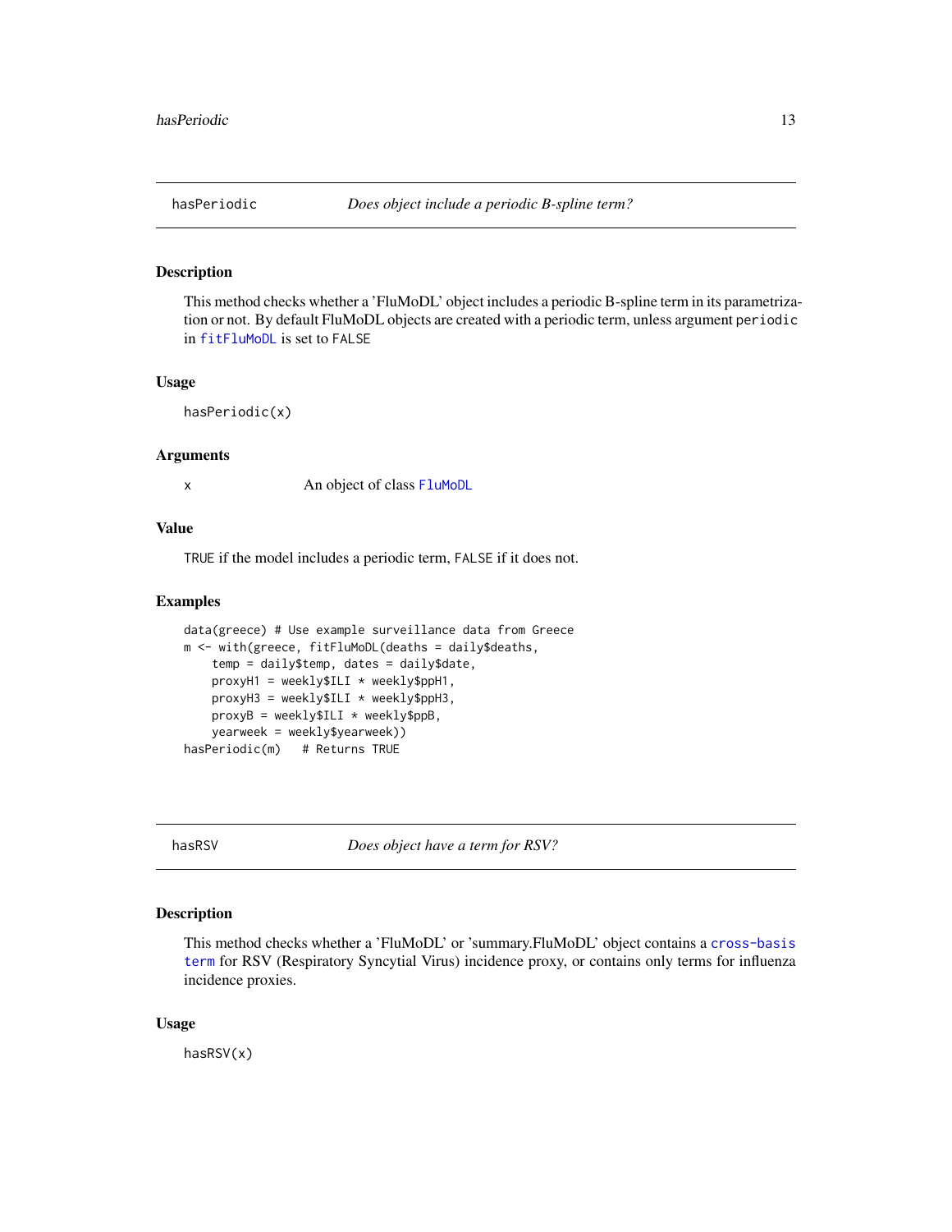## hasPeriodic — *Does object include a periodic B-spline term?*

### Description

This method checks whether a 'FluMoDL' object includes a periodic B-spline term in its parametrization or not. By default FluMoDL objects are created with a periodic term, unless argument `periodic` in `fitFluMoDL` is set to `FALSE`

### Usage

```
hasPeriodic(x)
```

### Arguments

| | |
|---|---|
| `x` | An object of class `FluMoDL` |

### Value

`TRUE` if the model includes a periodic term, `FALSE` if it does not.

### Examples

```
data(greece) # Use example surveillance data from Greece
m <- with(greece, fitFluMoDL(deaths = daily$deaths,
    temp = daily$temp, dates = daily$date,
    proxyH1 = weekly$ILI * weekly$ppH1,
    proxyH3 = weekly$ILI * weekly$ppH3,
    proxyB = weekly$ILI * weekly$ppB,
    yearweek = weekly$yearweek))
hasPeriodic(m)   # Returns TRUE
```

## hasRSV — *Does object have a term for RSV?*

### Description

This method checks whether a 'FluMoDL' or 'summary.FluMoDL' object contains a `cross-basis term` for RSV (Respiratory Syncytial Virus) incidence proxy, or contains only terms for influenza incidence proxies.

### Usage

```
hasRSV(x)
```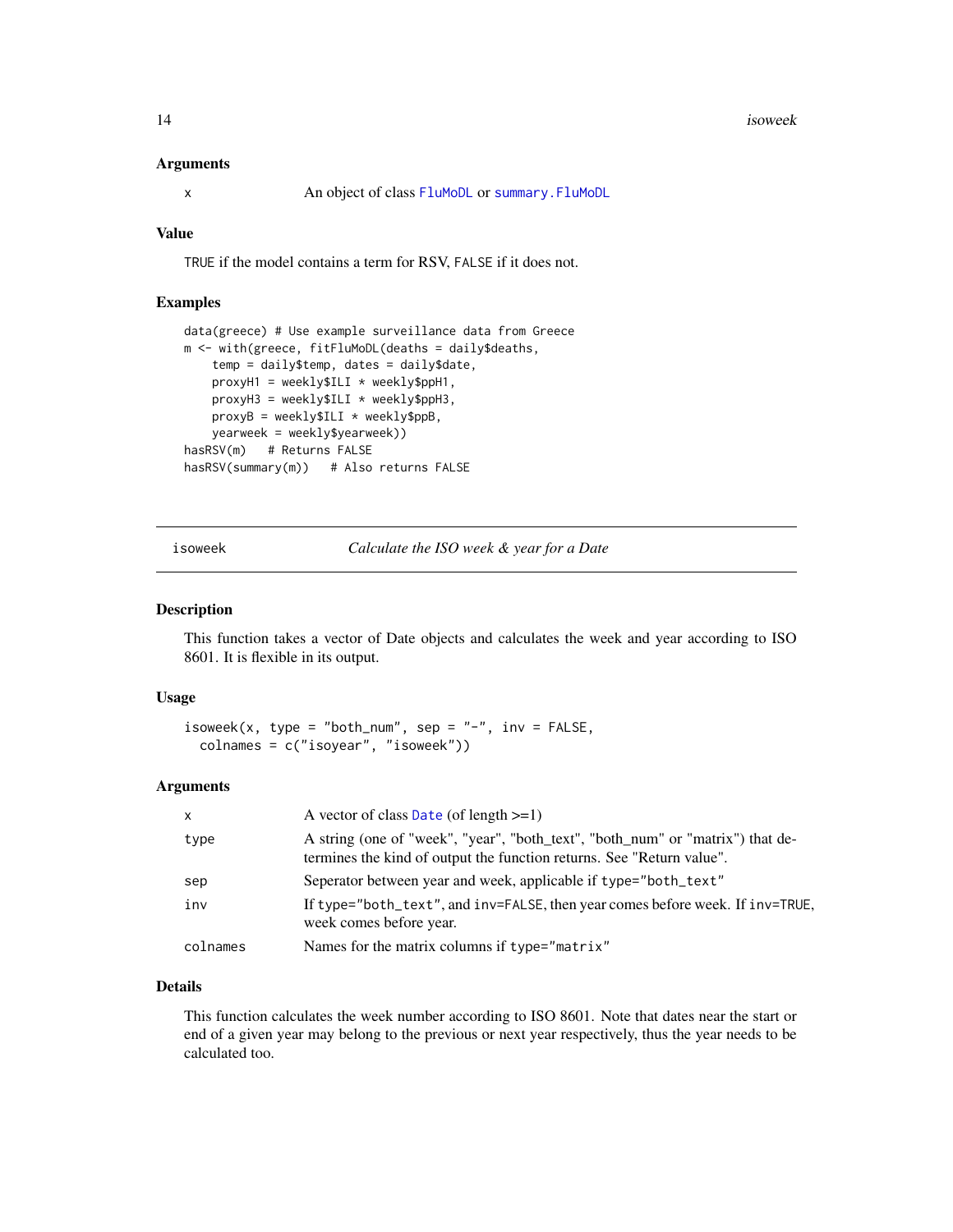### Arguments

| | |
|---|---|
| x | An object of class FluMoDL or summary.FluMoDL |

### Value

TRUE if the model contains a term for RSV, FALSE if it does not.

### Examples

```
data(greece) # Use example surveillance data from Greece
m <- with(greece, fitFluMoDL(deaths = daily$deaths,
    temp = daily$temp, dates = daily$date,
    proxyH1 = weekly$ILI * weekly$ppH1,
    proxyH3 = weekly$ILI * weekly$ppH3,
    proxyB = weekly$ILI * weekly$ppB,
    yearweek = weekly$yearweek))
hasRSV(m)   # Returns FALSE
hasRSV(summary(m))   # Also returns FALSE
```

---

## isoweek — *Calculate the ISO week & year for a Date*

### Description

This function takes a vector of Date objects and calculates the week and year according to ISO 8601. It is flexible in its output.

### Usage

```
isoweek(x, type = "both_num", sep = "-", inv = FALSE,
  colnames = c("isoyear", "isoweek"))
```

### Arguments

| | |
|---|---|
| x | A vector of class Date (of length >=1) |
| type | A string (one of "week", "year", "both_text", "both_num" or "matrix") that determines the kind of output the function returns. See "Return value". |
| sep | Seperator between year and week, applicable if type="both_text" |
| inv | If type="both_text", and inv=FALSE, then year comes before week. If inv=TRUE, week comes before year. |
| colnames | Names for the matrix columns if type="matrix" |

### Details

This function calculates the week number according to ISO 8601. Note that dates near the start or end of a given year may belong to the previous or next year respectively, thus the year needs to be calculated too.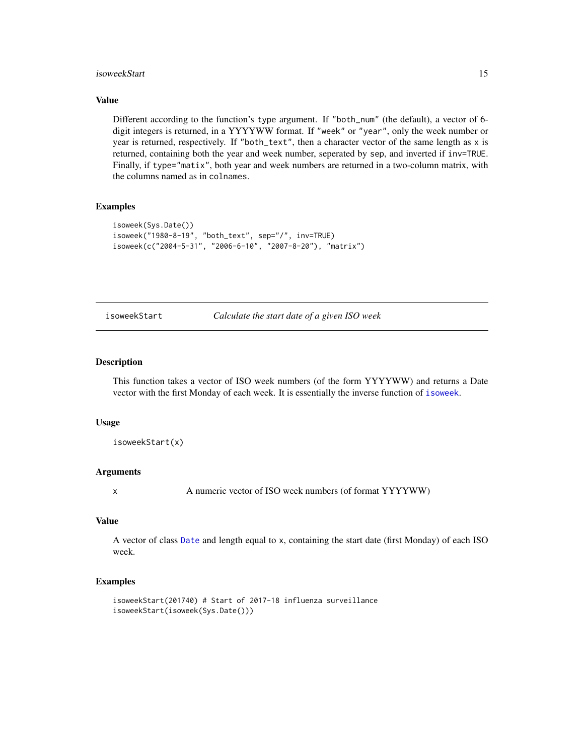## Value

Different according to the function's type argument. If "both_num" (the default), a vector of 6-digit integers is returned, in a YYYYWW format. If "week" or "year", only the week number or year is returned, respectively. If "both_text", then a character vector of the same length as x is returned, containing both the year and week number, seperated by sep, and inverted if inv=TRUE. Finally, if type="matix", both year and week numbers are returned in a two-column matrix, with the columns named as in colnames.

## Examples

```
isoweek(Sys.Date())
isoweek("1980-8-19", "both_text", sep="/", inv=TRUE)
isoweek(c("2004-5-31", "2006-6-10", "2007-8-20"), "matrix")
```

---

# isoweekStart — *Calculate the start date of a given ISO week*

## Description

This function takes a vector of ISO week numbers (of the form YYYYWW) and returns a Date vector with the first Monday of each week. It is essentially the inverse function of isoweek.

## Usage

```
isoweekStart(x)
```

## Arguments

| | |
|---|---|
| x | A numeric vector of ISO week numbers (of format YYYYWW) |

## Value

A vector of class Date and length equal to x, containing the start date (first Monday) of each ISO week.

## Examples

```
isoweekStart(201740) # Start of 2017-18 influenza surveillance
isoweekStart(isoweek(Sys.Date()))
```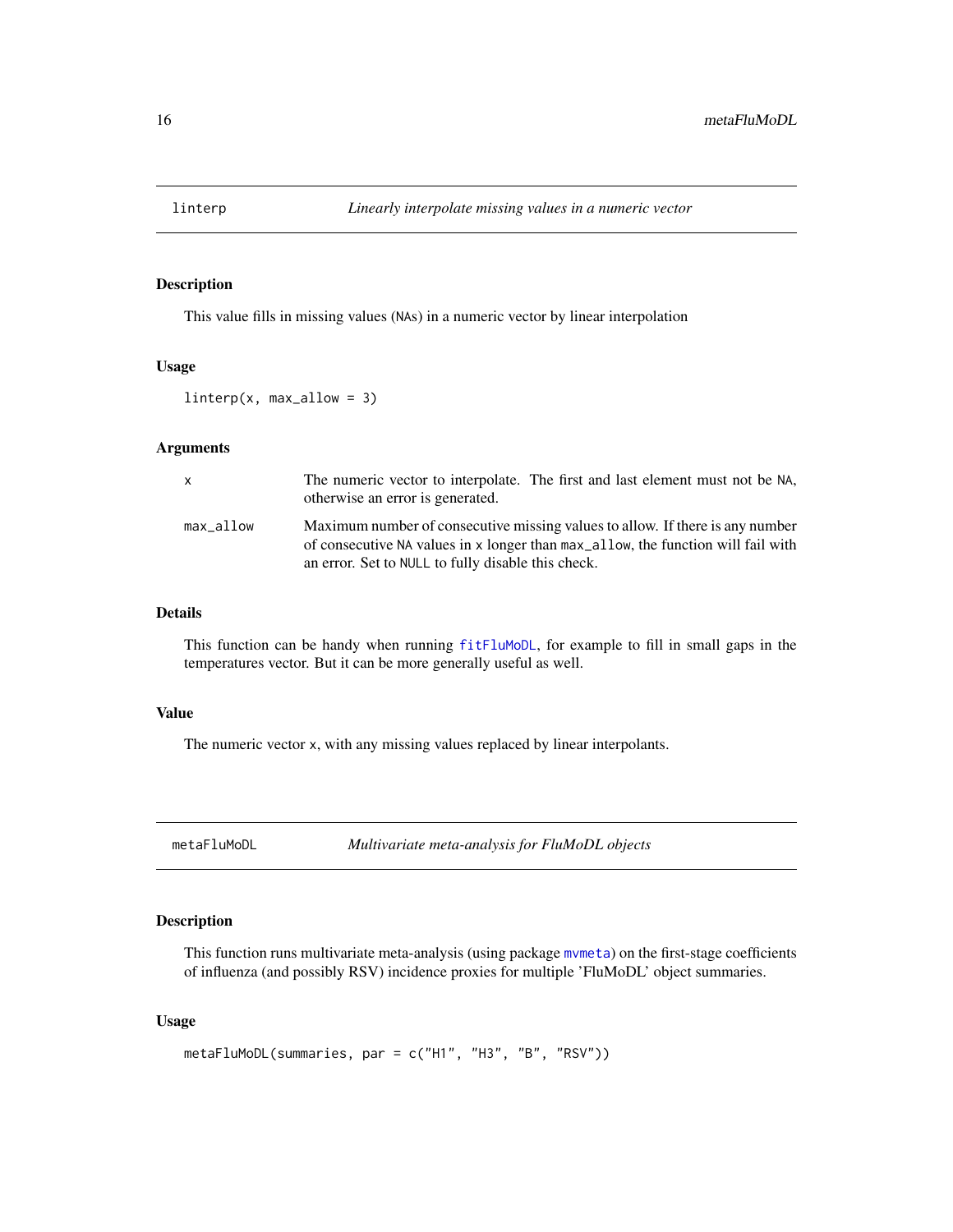## linterp — *Linearly interpolate missing values in a numeric vector*

### Description

This value fills in missing values (NAs) in a numeric vector by linear interpolation

### Usage

```
linterp(x, max_allow = 3)
```

### Arguments

| | |
|---|---|
| x | The numeric vector to interpolate. The first and last element must not be NA, otherwise an error is generated. |
| max_allow | Maximum number of consecutive missing values to allow. If there is any number of consecutive NA values in x longer than max_allow, the function will fail with an error. Set to NULL to fully disable this check. |

### Details

This function can be handy when running fitFluMoDL, for example to fill in small gaps in the temperatures vector. But it can be more generally useful as well.

### Value

The numeric vector x, with any missing values replaced by linear interpolants.

## metaFluMoDL — *Multivariate meta-analysis for FluMoDL objects*

### Description

This function runs multivariate meta-analysis (using package mvmeta) on the first-stage coefficients of influenza (and possibly RSV) incidence proxies for multiple 'FluMoDL' object summaries.

### Usage

```
metaFluMoDL(summaries, par = c("H1", "H3", "B", "RSV"))
```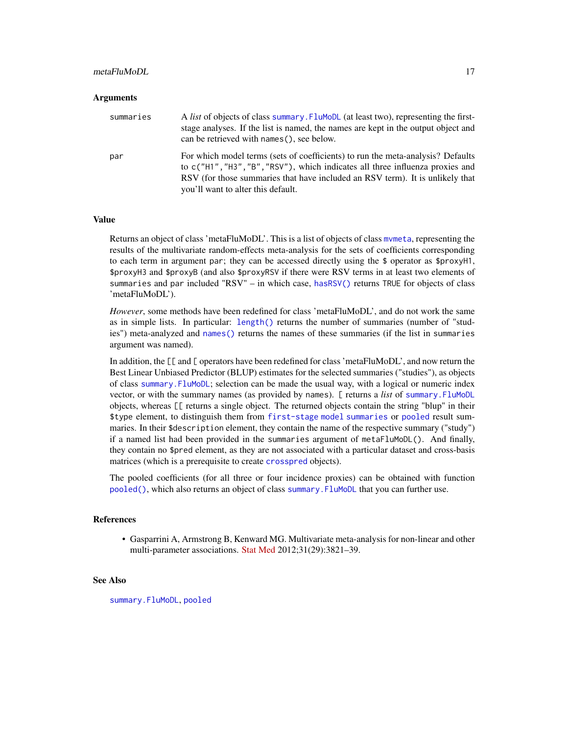### Arguments

| | |
|---|---|
| `summaries` | A *list* of objects of class `summary.FluMoDL` (at least two), representing the first-stage analyses. If the list is named, the names are kept in the output object and can be retrieved with `names()`, see below. |
| `par` | For which model terms (sets of coefficients) to run the meta-analysis? Defaults to `c("H1","H3","B","RSV")`, which indicates all three influenza proxies and RSV (for those summaries that have included an RSV term). It is unlikely that you'll want to alter this default. |

### Value

Returns an object of class 'metaFluMoDL'. This is a list of objects of class `mvmeta`, representing the results of the multivariate random-effects meta-analysis for the sets of coefficients corresponding to each term in argument `par`; they can be accessed directly using the `$` operator as `$proxyH1`, `$proxyH3` and `$proxyB` (and also `$proxyRSV` if there were RSV terms in at least two elements of `summaries` and `par` included "RSV" – in which case, `hasRSV()` returns `TRUE` for objects of class 'metaFluMoDL').

*However*, some methods have been redefined for class 'metaFluMoDL', and do not work the same as in simple lists. In particular: `length()` returns the number of summaries (number of "studies") meta-analyzed and `names()` returns the names of these summaries (if the list in `summaries` argument was named).

In addition, the `[[` and `[` operators have been redefined for class 'metaFluMoDL', and now return the Best Linear Unbiased Predictor (BLUP) estimates for the selected summaries ("studies"), as objects of class `summary.FluMoDL`; selection can be made the usual way, with a logical or numeric index vector, or with the summary names (as provided by `names`). `[` returns a *list* of `summary.FluMoDL` objects, whereas `[[` returns a single object. The returned objects contain the string "blup" in their `$type` element, to distinguish them from `first-stage model summaries` or `pooled` result summaries. In their `$description` element, they contain the name of the respective summary ("study") if a named list had been provided in the `summaries` argument of `metaFluMoDL()`. And finally, they contain no `$pred` element, as they are not associated with a particular dataset and cross-basis matrices (which is a prerequisite to create `crosspred` objects).

The pooled coefficients (for all three or four incidence proxies) can be obtained with function `pooled()`, which also returns an object of class `summary.FluMoDL` that you can further use.

### References

- Gasparrini A, Armstrong B, Kenward MG. Multivariate meta-analysis for non-linear and other multi-parameter associations. Stat Med 2012;31(29):3821–39.

### See Also

`summary.FluMoDL`, `pooled`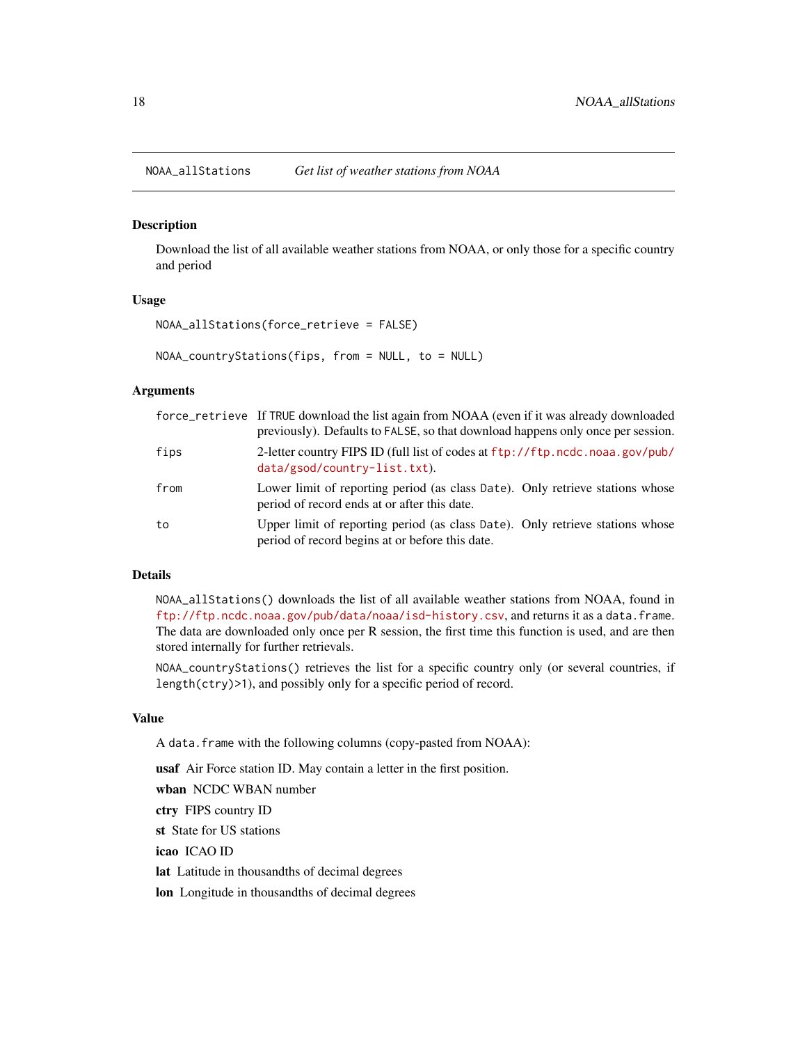## NOAA_allStations    *Get list of weather stations from NOAA*

### Description

Download the list of all available weather stations from NOAA, or only those for a specific country and period

### Usage

```
NOAA_allStations(force_retrieve = FALSE)

NOAA_countryStations(fips, from = NULL, to = NULL)
```

### Arguments

| | |
|---|---|
| force_retrieve | If TRUE download the list again from NOAA (even if it was already downloaded previously). Defaults to FALSE, so that download happens only once per session. |
| fips | 2-letter country FIPS ID (full list of codes at ftp://ftp.ncdc.noaa.gov/pub/data/gsod/country-list.txt). |
| from | Lower limit of reporting period (as class Date). Only retrieve stations whose period of record ends at or after this date. |
| to | Upper limit of reporting period (as class Date). Only retrieve stations whose period of record begins at or before this date. |

### Details

`NOAA_allStations()` downloads the list of all available weather stations from NOAA, found in ftp://ftp.ncdc.noaa.gov/pub/data/noaa/isd-history.csv, and returns it as a `data.frame`. The data are downloaded only once per R session, the first time this function is used, and are then stored internally for further retrievals.

`NOAA_countryStations()` retrieves the list for a specific country only (or several countries, if `length(ctry)>1`), and possibly only for a specific period of record.

### Value

A `data.frame` with the following columns (copy-pasted from NOAA):

**usaf** Air Force station ID. May contain a letter in the first position.

**wban** NCDC WBAN number

**ctry** FIPS country ID

**st** State for US stations

**icao** ICAO ID

**lat** Latitude in thousandths of decimal degrees

**lon** Longitude in thousandths of decimal degrees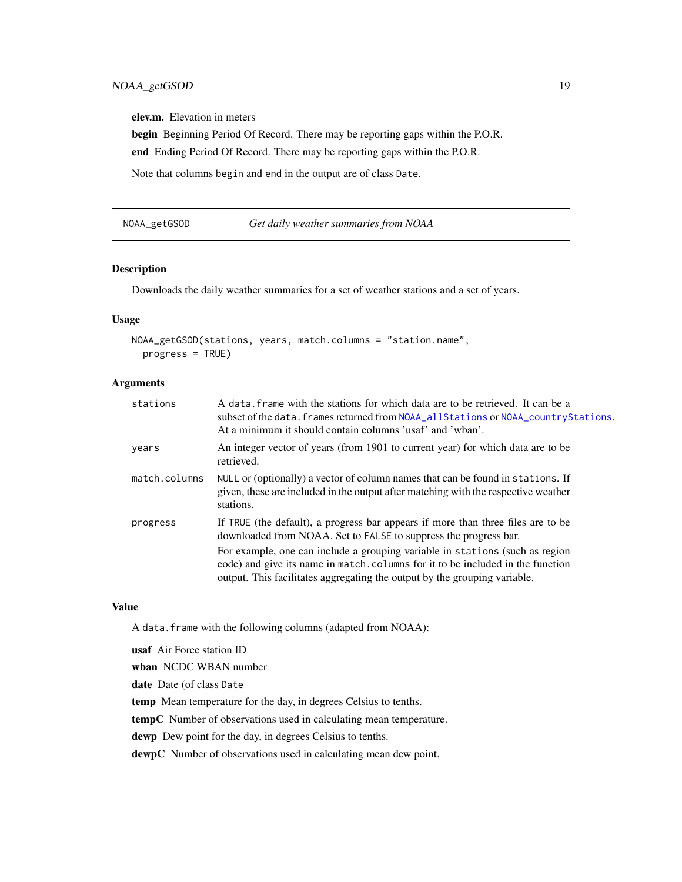**elev.m.** Elevation in meters

**begin** Beginning Period Of Record. There may be reporting gaps within the P.O.R.

**end** Ending Period Of Record. There may be reporting gaps within the P.O.R.

Note that columns `begin` and `end` in the output are of class `Date`.

---

## NOAA_getGSOD — *Get daily weather summaries from NOAA*

---

### Description

Downloads the daily weather summaries for a set of weather stations and a set of years.

### Usage

```
NOAA_getGSOD(stations, years, match.columns = "station.name",
  progress = TRUE)
```

### Arguments

| | |
|---|---|
| `stations` | A `data.frame` with the stations for which data are to be retrieved. It can be a subset of the `data.frames` returned from `NOAA_allStations` or `NOAA_countryStations`. At a minimum it should contain columns 'usaf' and 'wban'. |
| `years` | An integer vector of years (from 1901 to current year) for which data are to be retrieved. |
| `match.columns` | `NULL` or (optionally) a vector of column names that can be found in `stations`. If given, these are included in the output after matching with the respective weather stations. |
| `progress` | If `TRUE` (the default), a progress bar appears if more than three files are to be downloaded from NOAA. Set to `FALSE` to suppress the progress bar. For example, one can include a grouping variable in `stations` (such as region code) and give its name in `match.columns` for it to be included in the function output. This facilitates aggregating the output by the grouping variable. |

### Value

A `data.frame` with the following columns (adapted from NOAA):

**usaf** Air Force station ID

**wban** NCDC WBAN number

**date** Date (of class `Date`

**temp** Mean temperature for the day, in degrees Celsius to tenths.

**tempC** Number of observations used in calculating mean temperature.

**dewp** Dew point for the day, in degrees Celsius to tenths.

**dewpC** Number of observations used in calculating mean dew point.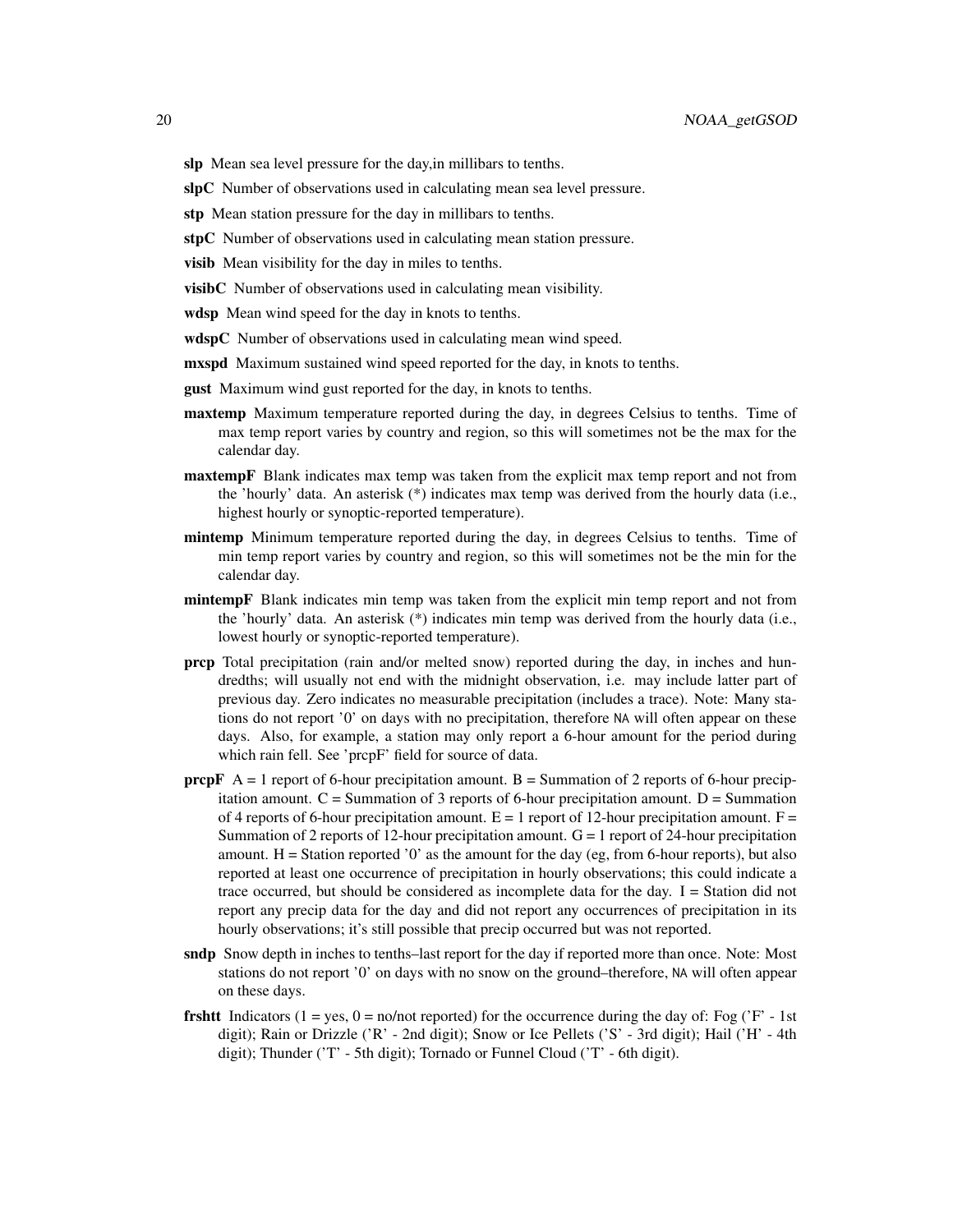**slp** Mean sea level pressure for the day,in millibars to tenths.

**slpC** Number of observations used in calculating mean sea level pressure.

**stp** Mean station pressure for the day in millibars to tenths.

**stpC** Number of observations used in calculating mean station pressure.

**visib** Mean visibility for the day in miles to tenths.

**visibC** Number of observations used in calculating mean visibility.

**wdsp** Mean wind speed for the day in knots to tenths.

**wdspC** Number of observations used in calculating mean wind speed.

**mxspd** Maximum sustained wind speed reported for the day, in knots to tenths.

**gust** Maximum wind gust reported for the day, in knots to tenths.

**maxtemp** Maximum temperature reported during the day, in degrees Celsius to tenths. Time of max temp report varies by country and region, so this will sometimes not be the max for the calendar day.

**maxtempF** Blank indicates max temp was taken from the explicit max temp report and not from the 'hourly' data. An asterisk (*) indicates max temp was derived from the hourly data (i.e., highest hourly or synoptic-reported temperature).

**mintemp** Minimum temperature reported during the day, in degrees Celsius to tenths. Time of min temp report varies by country and region, so this will sometimes not be the min for the calendar day.

**mintempF** Blank indicates min temp was taken from the explicit min temp report and not from the 'hourly' data. An asterisk (*) indicates min temp was derived from the hourly data (i.e., lowest hourly or synoptic-reported temperature).

**prcp** Total precipitation (rain and/or melted snow) reported during the day, in inches and hundredths; will usually not end with the midnight observation, i.e. may include latter part of previous day. Zero indicates no measurable precipitation (includes a trace). Note: Many stations do not report '0' on days with no precipitation, therefore NA will often appear on these days. Also, for example, a station may only report a 6-hour amount for the period during which rain fell. See 'prcpF' field for source of data.

**prcpF** A = 1 report of 6-hour precipitation amount. B = Summation of 2 reports of 6-hour precipitation amount. C = Summation of 3 reports of 6-hour precipitation amount. D = Summation of 4 reports of 6-hour precipitation amount. E = 1 report of 12-hour precipitation amount. F = Summation of 2 reports of 12-hour precipitation amount. G = 1 report of 24-hour precipitation amount. H = Station reported '0' as the amount for the day (eg, from 6-hour reports), but also reported at least one occurrence of precipitation in hourly observations; this could indicate a trace occurred, but should be considered as incomplete data for the day. I = Station did not report any precip data for the day and did not report any occurrences of precipitation in its hourly observations; it's still possible that precip occurred but was not reported.

**sndp** Snow depth in inches to tenths–last report for the day if reported more than once. Note: Most stations do not report '0' on days with no snow on the ground–therefore, NA will often appear on these days.

**frshtt** Indicators (1 = yes, 0 = no/not reported) for the occurrence during the day of: Fog ('F' - 1st digit); Rain or Drizzle ('R' - 2nd digit); Snow or Ice Pellets ('S' - 3rd digit); Hail ('H' - 4th digit); Thunder ('T' - 5th digit); Tornado or Funnel Cloud ('T' - 6th digit).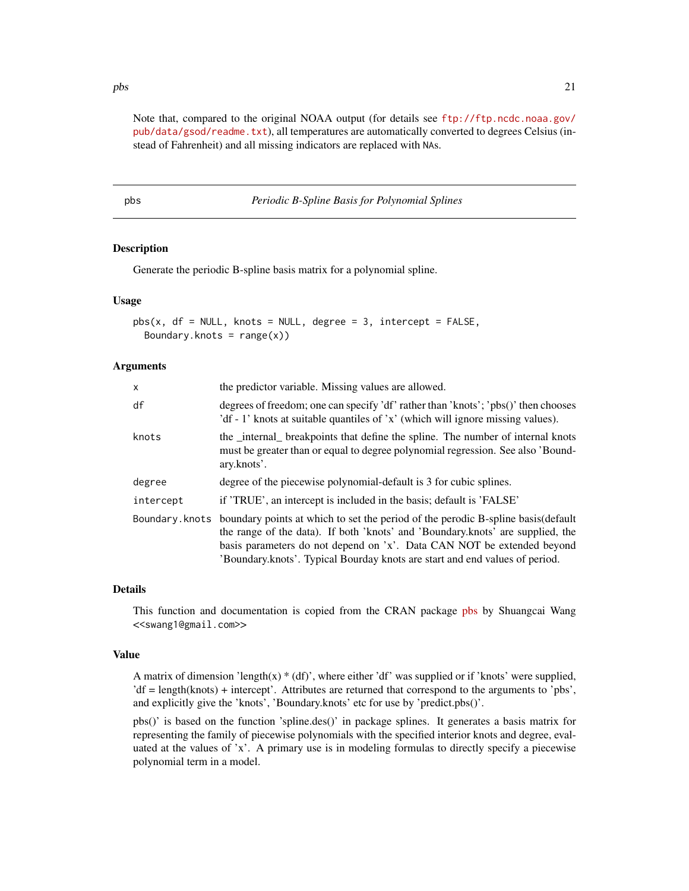Note that, compared to the original NOAA output (for details see ftp://ftp.ncdc.noaa.gov/pub/data/gsod/readme.txt), all temperatures are automatically converted to degrees Celsius (instead of Fahrenheit) and all missing indicators are replaced with NAs.

---

## pbs — *Periodic B-Spline Basis for Polynomial Splines*

### Description

Generate the periodic B-spline basis matrix for a polynomial spline.

### Usage

```
pbs(x, df = NULL, knots = NULL, degree = 3, intercept = FALSE,
  Boundary.knots = range(x))
```

### Arguments

| | |
|---|---|
| `x` | the predictor variable. Missing values are allowed. |
| `df` | degrees of freedom; one can specify 'df' rather than 'knots'; 'pbs()' then chooses 'df - 1' knots at suitable quantiles of 'x' (which will ignore missing values). |
| `knots` | the _internal_ breakpoints that define the spline. The number of internal knots must be greater than or equal to degree polynomial regression. See also 'Boundary.knots'. |
| `degree` | degree of the piecewise polynomial-default is 3 for cubic splines. |
| `intercept` | if 'TRUE', an intercept is included in the basis; default is 'FALSE' |
| `Boundary.knots` | boundary points at which to set the period of the perodic B-spline basis(default the range of the data). If both 'knots' and 'Boundary.knots' are supplied, the basis parameters do not depend on 'x'. Data CAN NOT be extended beyond 'Boundary.knots'. Typical Bourday knots are start and end values of period. |

### Details

This function and documentation is copied from the CRAN package pbs by Shuangcai Wang <<swang1@gmail.com>>

### Value

A matrix of dimension 'length(x) * (df)', where either 'df' was supplied or if 'knots' were supplied, 'df = length(knots) + intercept'. Attributes are returned that correspond to the arguments to 'pbs', and explicitly give the 'knots', 'Boundary.knots' etc for use by 'predict.pbs()'.

pbs()' is based on the function 'spline.des()' in package splines. It generates a basis matrix for representing the family of piecewise polynomials with the specified interior knots and degree, evaluated at the values of 'x'. A primary use is in modeling formulas to directly specify a piecewise polynomial term in a model.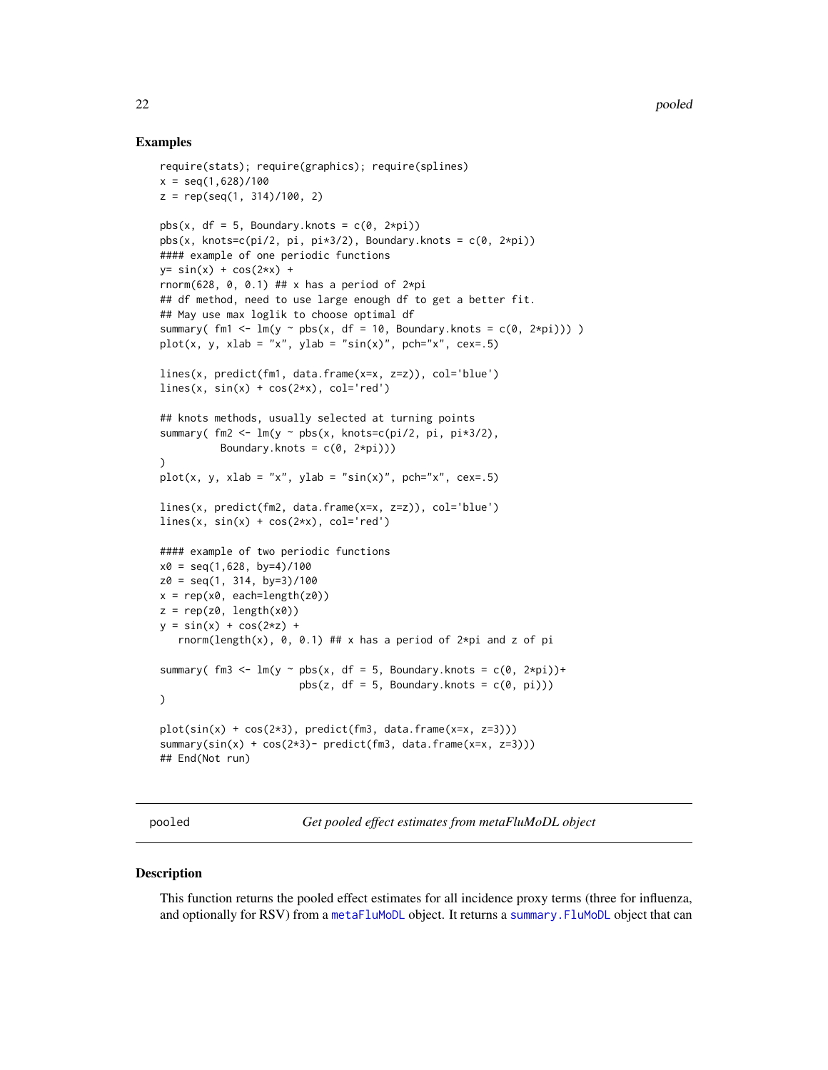## Examples

```
require(stats); require(graphics); require(splines)
x = seq(1,628)/100
z = rep(seq(1, 314)/100, 2)

pbs(x, df = 5, Boundary.knots = c(0, 2*pi))
pbs(x, knots=c(pi/2, pi, pi*3/2), Boundary.knots = c(0, 2*pi))
#### example of one periodic functions
y= sin(x) + cos(2*x) +
rnorm(628, 0, 0.1) ## x has a period of 2*pi
## df method, need to use large enough df to get a better fit.
## May use max loglik to choose optimal df
summary( fm1 <- lm(y ~ pbs(x, df = 10, Boundary.knots = c(0, 2*pi))) )
plot(x, y, xlab = "x", ylab = "sin(x)", pch="x", cex=.5)

lines(x, predict(fm1, data.frame(x=x, z=z)), col='blue')
lines(x, sin(x) + cos(2*x), col='red')

## knots methods, usually selected at turning points
summary( fm2 <- lm(y ~ pbs(x, knots=c(pi/2, pi, pi*3/2),
         Boundary.knots = c(0, 2*pi)))
)
plot(x, y, xlab = "x", ylab = "sin(x)", pch="x", cex=.5)

lines(x, predict(fm2, data.frame(x=x, z=z)), col='blue')
lines(x, sin(x) + cos(2*x), col='red')

#### example of two periodic functions
x0 = seq(1,628, by=4)/100
z0 = seq(1, 314, by=3)/100
x = rep(x0, each=length(z0))
z = rep(z0, length(x0))
y = sin(x) + cos(2*z) +
   rnorm(length(x), 0, 0.1) ## x has a period of 2*pi and z of pi

summary( fm3 <- lm(y ~ pbs(x, df = 5, Boundary.knots = c(0, 2*pi))+
                       pbs(z, df = 5, Boundary.knots = c(0, pi)))
)

plot(sin(x) + cos(2*3), predict(fm3, data.frame(x=x, z=3)))
summary(sin(x) + cos(2*3)- predict(fm3, data.frame(x=x, z=3)))
## End(Not run)
```

---

pooled *Get pooled effect estimates from metaFluMoDL object*

---

## Description

This function returns the pooled effect estimates for all incidence proxy terms (three for influenza, and optionally for RSV) from a metaFluMoDL object. It returns a summary.FluMoDL object that can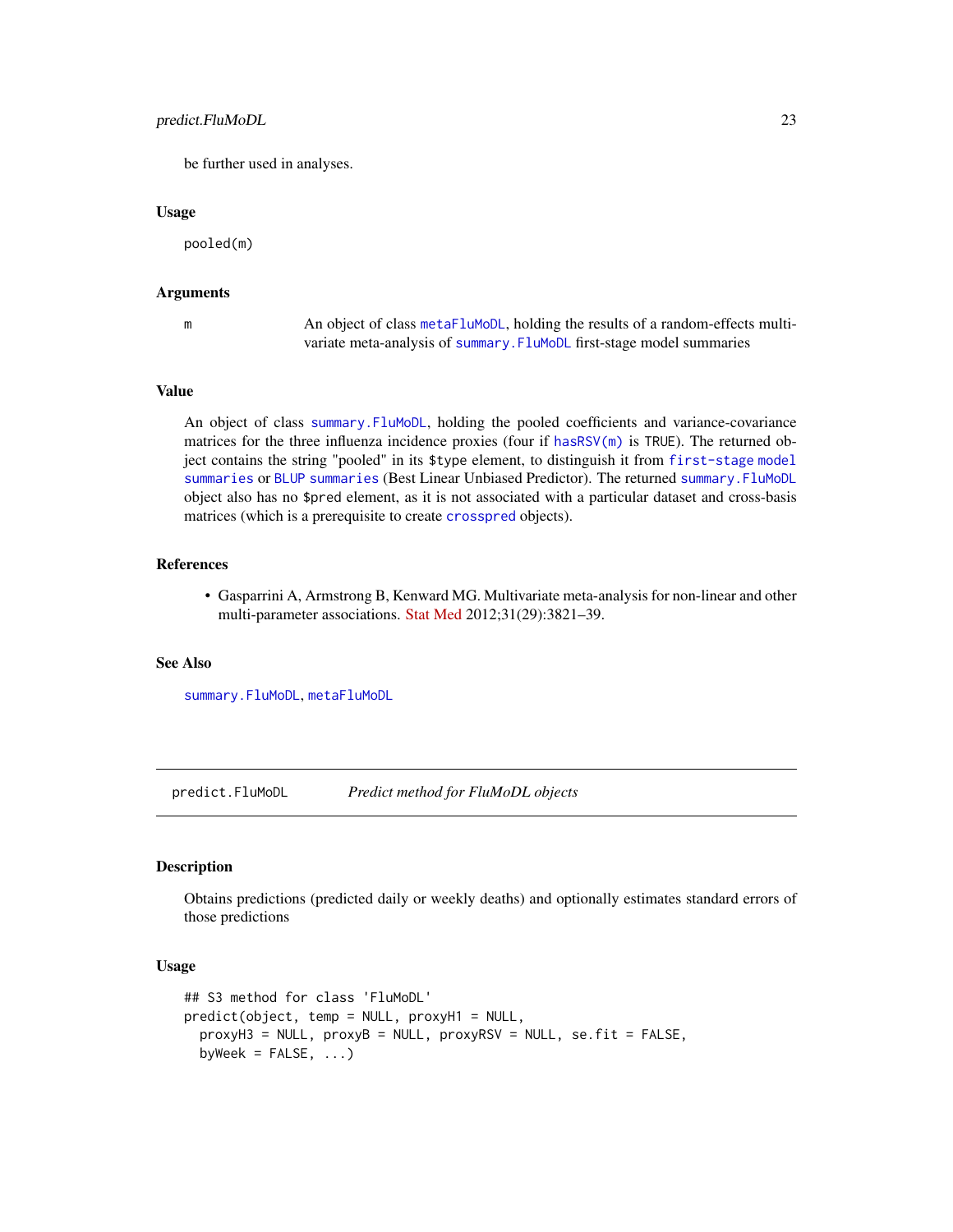be further used in analyses.

### Usage

```
pooled(m)
```

### Arguments

| | |
|---|---|
| m | An object of class metaFluMoDL, holding the results of a random-effects multivariate meta-analysis of summary.FluMoDL first-stage model summaries |

### Value

An object of class summary.FluMoDL, holding the pooled coefficients and variance-covariance matrices for the three influenza incidence proxies (four if hasRSV(m) is TRUE). The returned object contains the string "pooled" in its $type element, to distinguish it from first-stage model summaries or BLUP summaries (Best Linear Unbiased Predictor). The returned summary.FluMoDL object also has no $pred element, as it is not associated with a particular dataset and cross-basis matrices (which is a prerequisite to create crosspred objects).

### References

- Gasparrini A, Armstrong B, Kenward MG. Multivariate meta-analysis for non-linear and other multi-parameter associations. Stat Med 2012;31(29):3821–39.

### See Also

summary.FluMoDL, metaFluMoDL

---

## predict.FluMoDL — *Predict method for FluMoDL objects*

### Description

Obtains predictions (predicted daily or weekly deaths) and optionally estimates standard errors of those predictions

### Usage

```
## S3 method for class 'FluMoDL'
predict(object, temp = NULL, proxyH1 = NULL,
  proxyH3 = NULL, proxyB = NULL, proxyRSV = NULL, se.fit = FALSE,
  byWeek = FALSE, ...)
```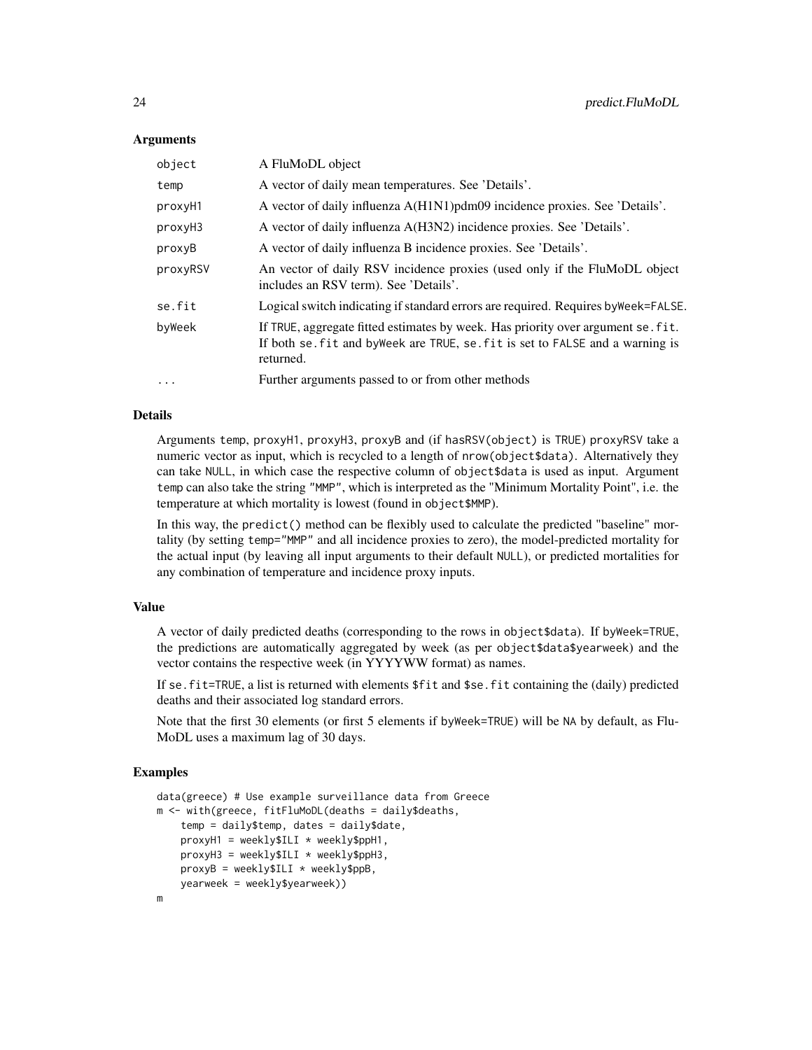### Arguments

| | |
|---|---|
| `object` | A FluMoDL object |
| `temp` | A vector of daily mean temperatures. See 'Details'. |
| `proxyH1` | A vector of daily influenza A(H1N1)pdm09 incidence proxies. See 'Details'. |
| `proxyH3` | A vector of daily influenza A(H3N2) incidence proxies. See 'Details'. |
| `proxyB` | A vector of daily influenza B incidence proxies. See 'Details'. |
| `proxyRSV` | An vector of daily RSV incidence proxies (used only if the FluMoDL object includes an RSV term). See 'Details'. |
| `se.fit` | Logical switch indicating if standard errors are required. Requires `byWeek=FALSE`. |
| `byWeek` | If `TRUE`, aggregate fitted estimates by week. Has priority over argument `se.fit`. If both `se.fit` and `byWeek` are `TRUE`, `se.fit` is set to `FALSE` and a warning is returned. |
| `...` | Further arguments passed to or from other methods |

### Details

Arguments `temp`, `proxyH1`, `proxyH3`, `proxyB` and (if `hasRSV(object)` is `TRUE`) `proxyRSV` take a numeric vector as input, which is recycled to a length of `nrow(object$data)`. Alternatively they can take `NULL`, in which case the respective column of `object$data` is used as input. Argument `temp` can also take the string `"MMP"`, which is interpreted as the "Minimum Mortality Point", i.e. the temperature at which mortality is lowest (found in `object$MMP`).

In this way, the `predict()` method can be flexibly used to calculate the predicted "baseline" mortality (by setting `temp="MMP"` and all incidence proxies to zero), the model-predicted mortality for the actual input (by leaving all input arguments to their default `NULL`), or predicted mortalities for any combination of temperature and incidence proxy inputs.

### Value

A vector of daily predicted deaths (corresponding to the rows in `object$data`). If `byWeek=TRUE`, the predictions are automatically aggregated by week (as per `object$data$yearweek`) and the vector contains the respective week (in YYYYWW format) as names.

If `se.fit=TRUE`, a list is returned with elements `$fit` and `$se.fit` containing the (daily) predicted deaths and their associated log standard errors.

Note that the first 30 elements (or first 5 elements if `byWeek=TRUE`) will be `NA` by default, as FluMoDL uses a maximum lag of 30 days.

### Examples

```
data(greece) # Use example surveillance data from Greece
m <- with(greece, fitFluMoDL(deaths = daily$deaths,
    temp = daily$temp, dates = daily$date,
    proxyH1 = weekly$ILI * weekly$ppH1,
    proxyH3 = weekly$ILI * weekly$ppH3,
    proxyB = weekly$ILI * weekly$ppB,
    yearweek = weekly$yearweek))
m
```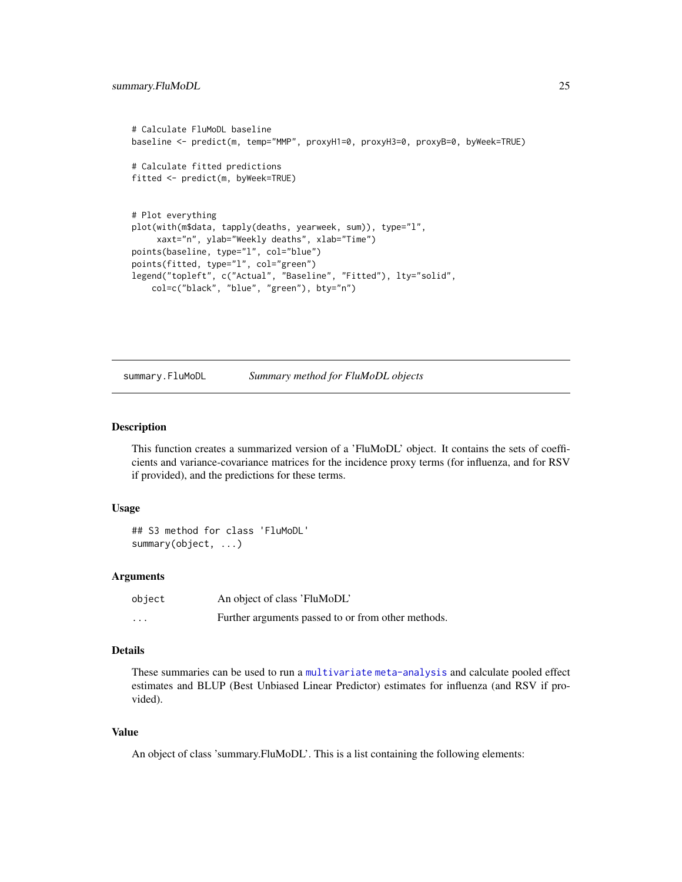```
# Calculate FluMoDL baseline
baseline <- predict(m, temp="MMP", proxyH1=0, proxyH3=0, proxyB=0, byWeek=TRUE)

# Calculate fitted predictions
fitted <- predict(m, byWeek=TRUE)


# Plot everything
plot(with(m$data, tapply(deaths, yearweek, sum)), type="l",
     xaxt="n", ylab="Weekly deaths", xlab="Time")
points(baseline, type="l", col="blue")
points(fitted, type="l", col="green")
legend("topleft", c("Actual", "Baseline", "Fitted"), lty="solid",
    col=c("black", "blue", "green"), bty="n")
```

## summary.FluMoDL — *Summary method for FluMoDL objects*

### Description

This function creates a summarized version of a 'FluMoDL' object. It contains the sets of coefficients and variance-covariance matrices for the incidence proxy terms (for influenza, and for RSV if provided), and the predictions for these terms.

### Usage

```
## S3 method for class 'FluMoDL'
summary(object, ...)
```

### Arguments

| | |
|---|---|
| `object` | An object of class 'FluMoDL' |
| `...` | Further arguments passed to or from other methods. |

### Details

These summaries can be used to run a multivariate meta-analysis and calculate pooled effect estimates and BLUP (Best Unbiased Linear Predictor) estimates for influenza (and RSV if provided).

### Value

An object of class 'summary.FluMoDL'. This is a list containing the following elements: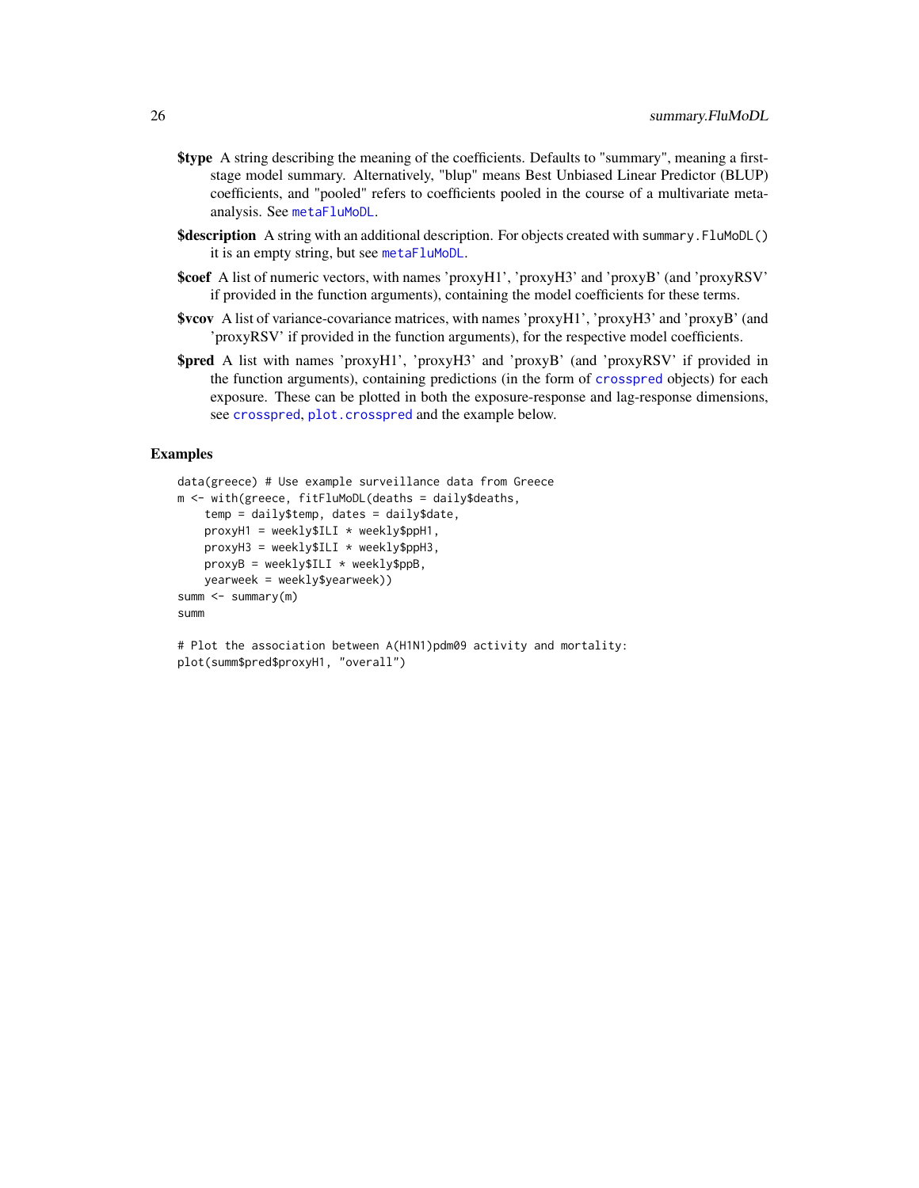**$type** A string describing the meaning of the coefficients. Defaults to "summary", meaning a first-stage model summary. Alternatively, "blup" means Best Unbiased Linear Predictor (BLUP) coefficients, and "pooled" refers to coefficients pooled in the course of a multivariate meta-analysis. See `metaFluMoDL`.

**$description** A string with an additional description. For objects created with `summary.FluMoDL()` it is an empty string, but see `metaFluMoDL`.

**$coef** A list of numeric vectors, with names 'proxyH1', 'proxyH3' and 'proxyB' (and 'proxyRSV' if provided in the function arguments), containing the model coefficients for these terms.

**$vcov** A list of variance-covariance matrices, with names 'proxyH1', 'proxyH3' and 'proxyB' (and 'proxyRSV' if provided in the function arguments), for the respective model coefficients.

**$pred** A list with names 'proxyH1', 'proxyH3' and 'proxyB' (and 'proxyRSV' if provided in the function arguments), containing predictions (in the form of `crosspred` objects) for each exposure. These can be plotted in both the exposure-response and lag-response dimensions, see `crosspred`, `plot.crosspred` and the example below.

## Examples

```
data(greece) # Use example surveillance data from Greece
m <- with(greece, fitFluMoDL(deaths = daily$deaths,
    temp = daily$temp, dates = daily$date,
    proxyH1 = weekly$ILI * weekly$ppH1,
    proxyH3 = weekly$ILI * weekly$ppH3,
    proxyB = weekly$ILI * weekly$ppB,
    yearweek = weekly$yearweek))
summ <- summary(m)
summ

# Plot the association between A(H1N1)pdm09 activity and mortality:
plot(summ$pred$proxyH1, "overall")
```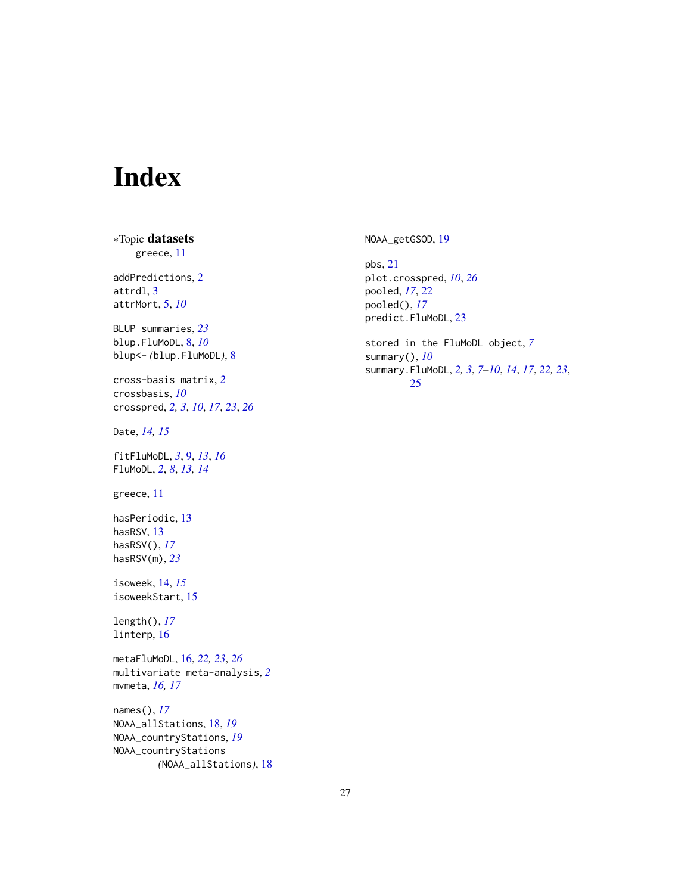# Index

∗Topic **datasets**
  greece, 11

addPredictions, 2
attrdl, 3
attrMort, 5, *10*

BLUP summaries, *23*
blup.FluMoDL, 8, *10*
blup<- *(*blup.FluMoDL*)*, 8

cross-basis matrix, *2*
crossbasis, *10*
crosspred, *2, 3*, *10*, *17*, *23*, *26*

Date, *14, 15*

fitFluMoDL, *3*, 9, *13*, *16*
FluMoDL, *2*, *8*, *13, 14*

greece, 11

hasPeriodic, 13
hasRSV, 13
hasRSV(), *17*
hasRSV(m), *23*

isoweek, 14, *15*
isoweekStart, 15

length(), *17*
linterp, 16

metaFluMoDL, 16, *22, 23*, *26*
multivariate meta-analysis, *2*
mvmeta, *16, 17*

names(), *17*
NOAA_allStations, 18, *19*
NOAA_countryStations, *19*
NOAA_countryStations
  *(*NOAA_allStations*)*, 18

NOAA_getGSOD, 19

pbs, 21
plot.crosspred, *10*, *26*
pooled, *17*, 22
pooled(), *17*
predict.FluMoDL, 23

stored in the FluMoDL object, *7*
summary(), *10*
summary.FluMoDL, *2, 3*, *7–10*, *14*, *17*, *22, 23*,
  25